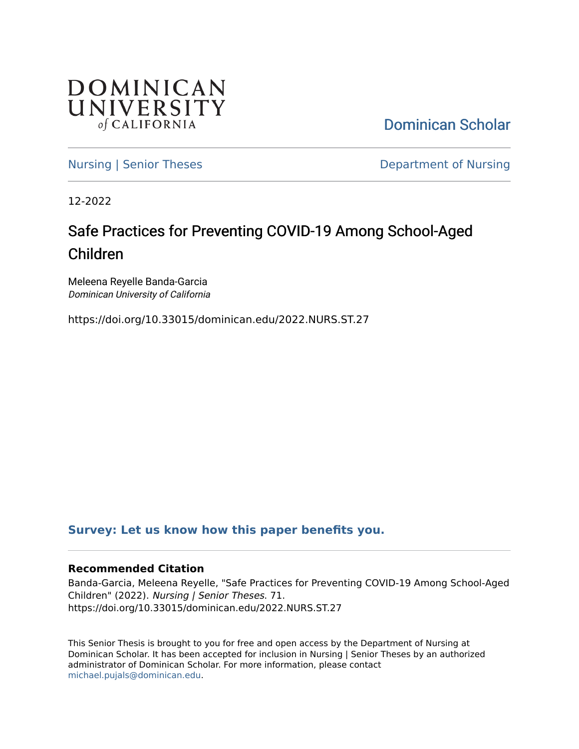DOMINICAN UNIVERSITY *of* CALIFORNIA

Dominican Scholar

Nursing | Senior Theses

Department of Nursing

12-2022

# Safe Practices for Preventing COVID-19 Among School-Aged Children

Meleena Reyelle Banda-Garcia
*Dominican University of California*

https://doi.org/10.33015/dominican.edu/2022.NURS.ST.27

**Survey: Let us know how this paper benefits you.**

### Recommended Citation

Banda-Garcia, Meleena Reyelle, "Safe Practices for Preventing COVID-19 Among School-Aged Children" (2022). *Nursing | Senior Theses*. 71.
https://doi.org/10.33015/dominican.edu/2022.NURS.ST.27

This Senior Thesis is brought to you for free and open access by the Department of Nursing at Dominican Scholar. It has been accepted for inclusion in Nursing | Senior Theses by an authorized administrator of Dominican Scholar. For more information, please contact michael.pujals@dominican.edu.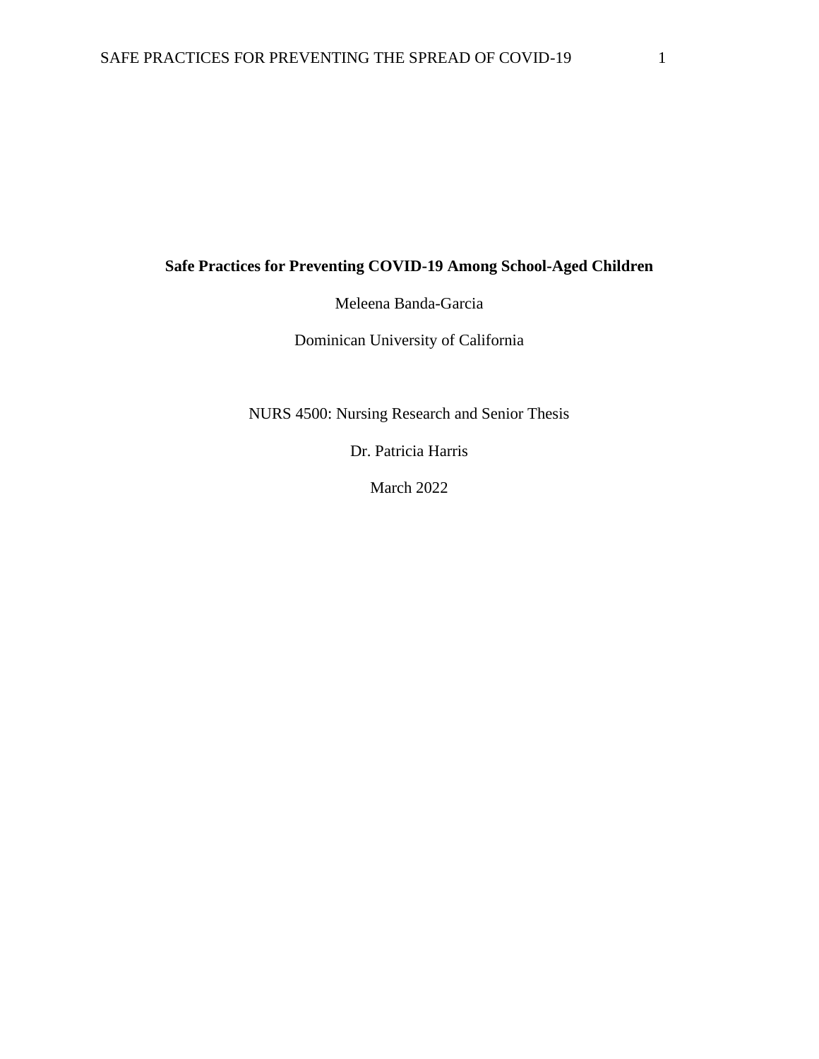# Safe Practices for Preventing COVID-19 Among School-Aged Children

Meleena Banda-Garcia

Dominican University of California

NURS 4500: Nursing Research and Senior Thesis

Dr. Patricia Harris

March 2022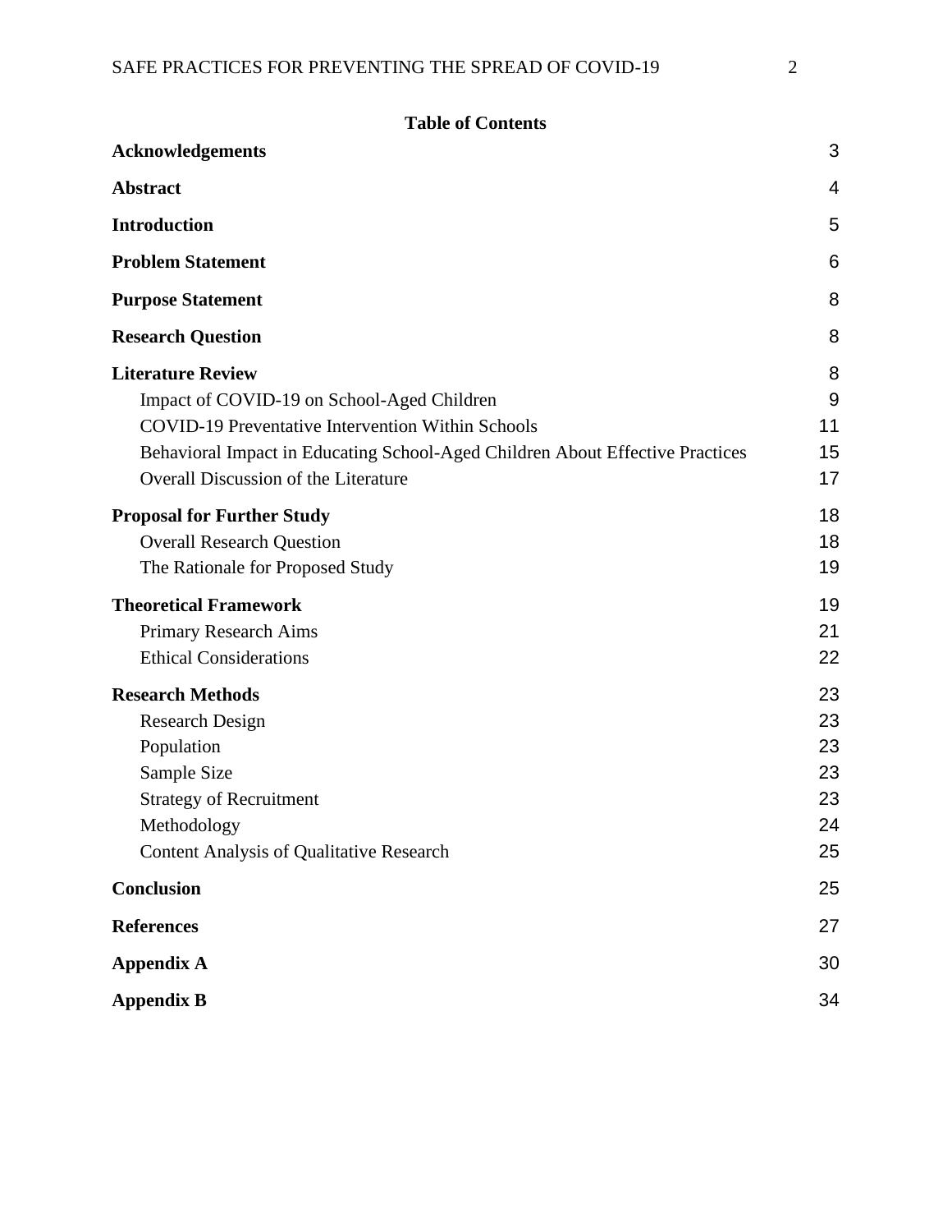## Table of Contents

| | |
|---|---|
| **Acknowledgements** | 3 |
| **Abstract** | 4 |
| **Introduction** | 5 |
| **Problem Statement** | 6 |
| **Purpose Statement** | 8 |
| **Research Question** | 8 |
| **Literature Review** | 8 |
| Impact of COVID-19 on School-Aged Children | 9 |
| COVID-19 Preventative Intervention Within Schools | 11 |
| Behavioral Impact in Educating School-Aged Children About Effective Practices | 15 |
| Overall Discussion of the Literature | 17 |
| **Proposal for Further Study** | 18 |
| Overall Research Question | 18 |
| The Rationale for Proposed Study | 19 |
| **Theoretical Framework** | 19 |
| Primary Research Aims | 21 |
| Ethical Considerations | 22 |
| **Research Methods** | 23 |
| Research Design | 23 |
| Population | 23 |
| Sample Size | 23 |
| Strategy of Recruitment | 23 |
| Methodology | 24 |
| Content Analysis of Qualitative Research | 25 |
| **Conclusion** | 25 |
| **References** | 27 |
| **Appendix A** | 30 |
| **Appendix B** | 34 |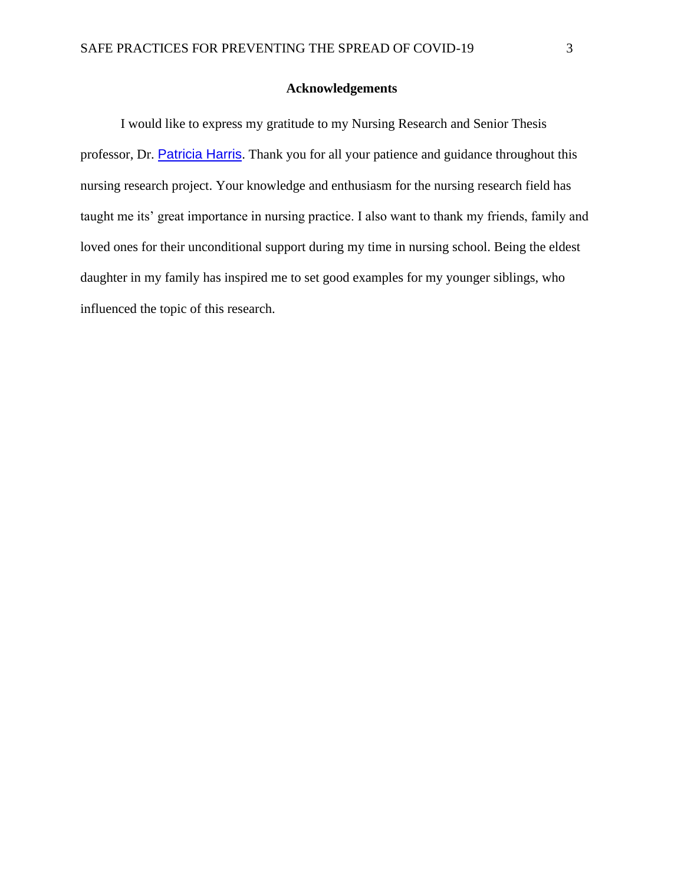# Acknowledgements

I would like to express my gratitude to my Nursing Research and Senior Thesis professor, Dr. Patricia Harris. Thank you for all your patience and guidance throughout this nursing research project. Your knowledge and enthusiasm for the nursing research field has taught me its' great importance in nursing practice. I also want to thank my friends, family and loved ones for their unconditional support during my time in nursing school. Being the eldest daughter in my family has inspired me to set good examples for my younger siblings, who influenced the topic of this research.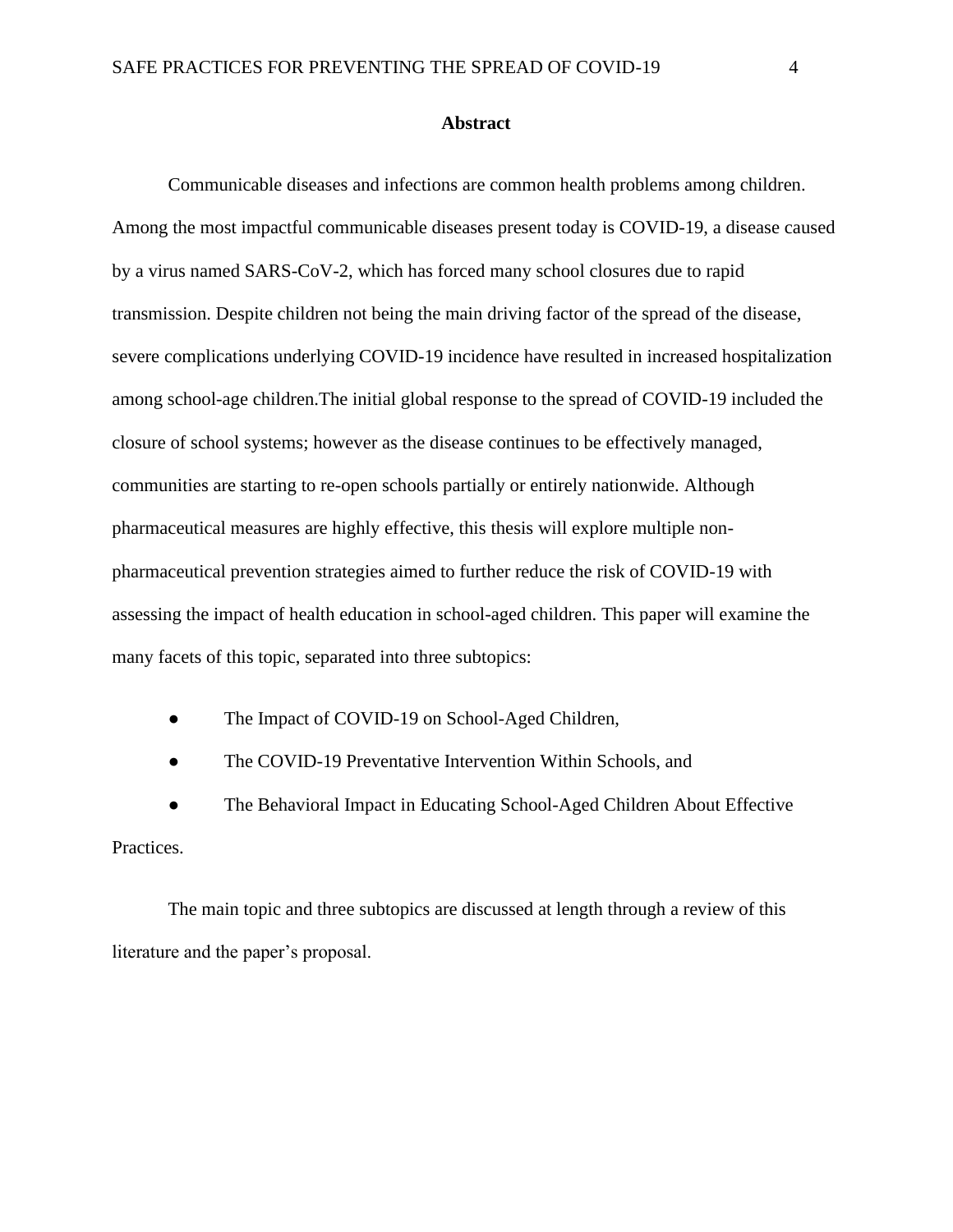## Abstract

Communicable diseases and infections are common health problems among children. Among the most impactful communicable diseases present today is COVID-19, a disease caused by a virus named SARS-CoV-2, which has forced many school closures due to rapid transmission. Despite children not being the main driving factor of the spread of the disease, severe complications underlying COVID-19 incidence have resulted in increased hospitalization among school-age children.The initial global response to the spread of COVID-19 included the closure of school systems; however as the disease continues to be effectively managed, communities are starting to re-open schools partially or entirely nationwide. Although pharmaceutical measures are highly effective, this thesis will explore multiple non-pharmaceutical prevention strategies aimed to further reduce the risk of COVID-19 with assessing the impact of health education in school-aged children. This paper will examine the many facets of this topic, separated into three subtopics:

- The Impact of COVID-19 on School-Aged Children,
- The COVID-19 Preventative Intervention Within Schools, and
- The Behavioral Impact in Educating School-Aged Children About Effective Practices.

The main topic and three subtopics are discussed at length through a review of this literature and the paper's proposal.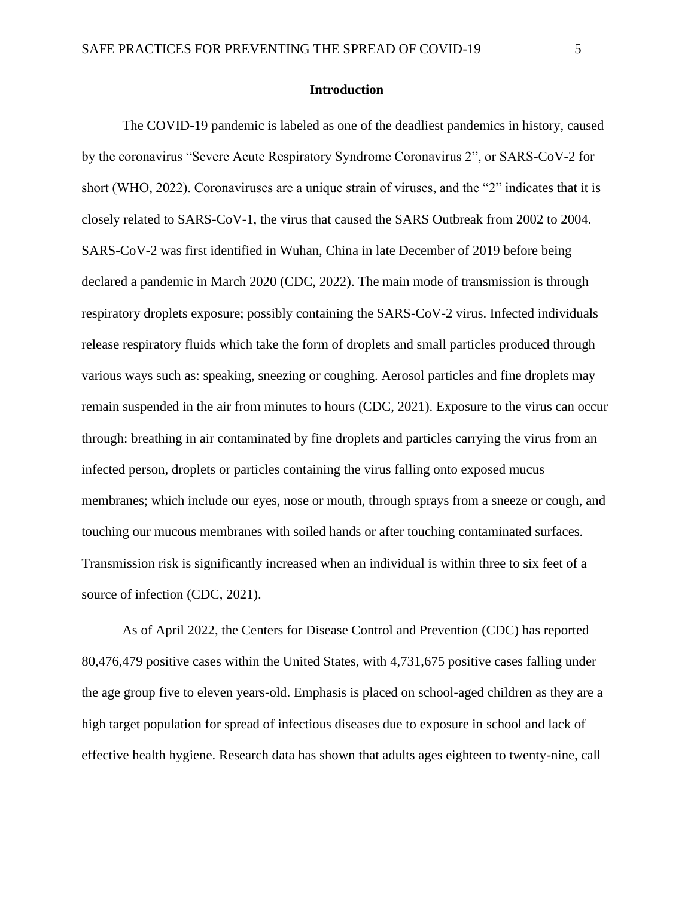## Introduction

The COVID-19 pandemic is labeled as one of the deadliest pandemics in history, caused by the coronavirus "Severe Acute Respiratory Syndrome Coronavirus 2", or SARS-CoV-2 for short (WHO, 2022). Coronaviruses are a unique strain of viruses, and the "2" indicates that it is closely related to SARS-CoV-1, the virus that caused the SARS Outbreak from 2002 to 2004. SARS-CoV-2 was first identified in Wuhan, China in late December of 2019 before being declared a pandemic in March 2020 (CDC, 2022). The main mode of transmission is through respiratory droplets exposure; possibly containing the SARS-CoV-2 virus. Infected individuals release respiratory fluids which take the form of droplets and small particles produced through various ways such as: speaking, sneezing or coughing. Aerosol particles and fine droplets may remain suspended in the air from minutes to hours (CDC, 2021). Exposure to the virus can occur through: breathing in air contaminated by fine droplets and particles carrying the virus from an infected person, droplets or particles containing the virus falling onto exposed mucus membranes; which include our eyes, nose or mouth, through sprays from a sneeze or cough, and touching our mucous membranes with soiled hands or after touching contaminated surfaces. Transmission risk is significantly increased when an individual is within three to six feet of a source of infection (CDC, 2021).

As of April 2022, the Centers for Disease Control and Prevention (CDC) has reported 80,476,479 positive cases within the United States, with 4,731,675 positive cases falling under the age group five to eleven years-old. Emphasis is placed on school-aged children as they are a high target population for spread of infectious diseases due to exposure in school and lack of effective health hygiene. Research data has shown that adults ages eighteen to twenty-nine, call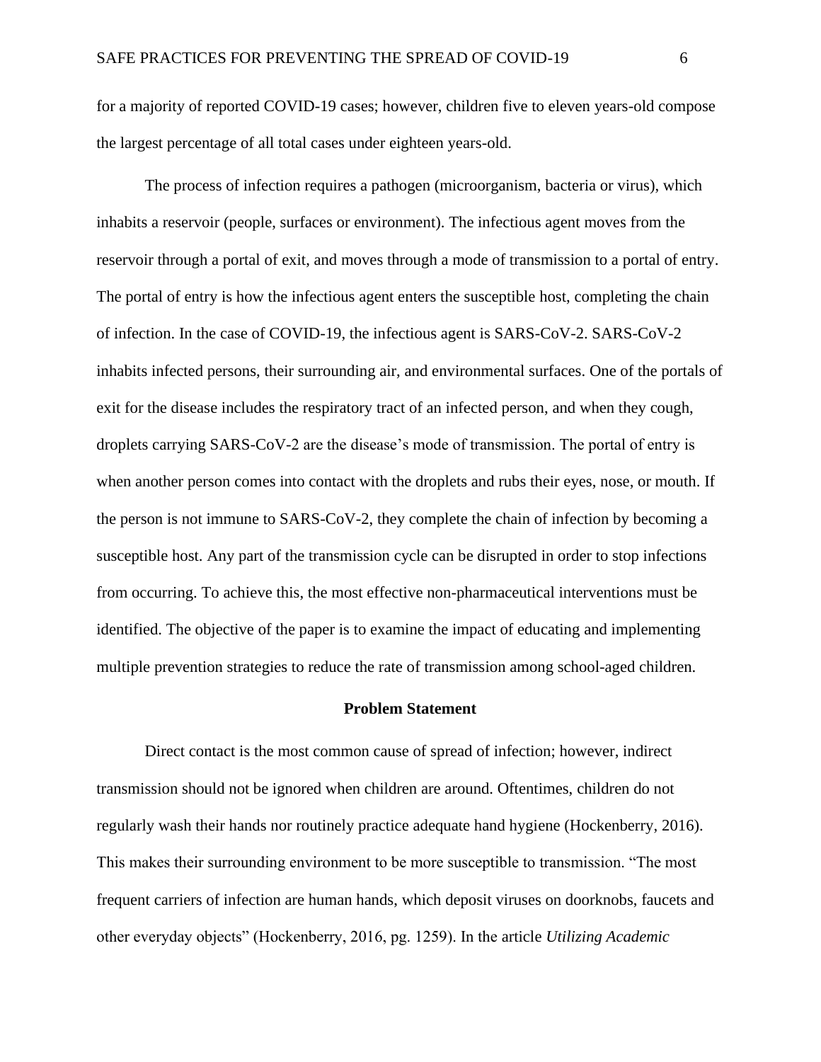for a majority of reported COVID-19 cases; however, children five to eleven years-old compose the largest percentage of all total cases under eighteen years-old.

The process of infection requires a pathogen (microorganism, bacteria or virus), which inhabits a reservoir (people, surfaces or environment). The infectious agent moves from the reservoir through a portal of exit, and moves through a mode of transmission to a portal of entry. The portal of entry is how the infectious agent enters the susceptible host, completing the chain of infection. In the case of COVID-19, the infectious agent is SARS-CoV-2. SARS-CoV-2 inhabits infected persons, their surrounding air, and environmental surfaces. One of the portals of exit for the disease includes the respiratory tract of an infected person, and when they cough, droplets carrying SARS-CoV-2 are the disease's mode of transmission. The portal of entry is when another person comes into contact with the droplets and rubs their eyes, nose, or mouth. If the person is not immune to SARS-CoV-2, they complete the chain of infection by becoming a susceptible host. Any part of the transmission cycle can be disrupted in order to stop infections from occurring. To achieve this, the most effective non-pharmaceutical interventions must be identified. The objective of the paper is to examine the impact of educating and implementing multiple prevention strategies to reduce the rate of transmission among school-aged children.

## Problem Statement

Direct contact is the most common cause of spread of infection; however, indirect transmission should not be ignored when children are around. Oftentimes, children do not regularly wash their hands nor routinely practice adequate hand hygiene (Hockenberry, 2016). This makes their surrounding environment to be more susceptible to transmission. "The most frequent carriers of infection are human hands, which deposit viruses on doorknobs, faucets and other everyday objects" (Hockenberry, 2016, pg. 1259). In the article *Utilizing Academic*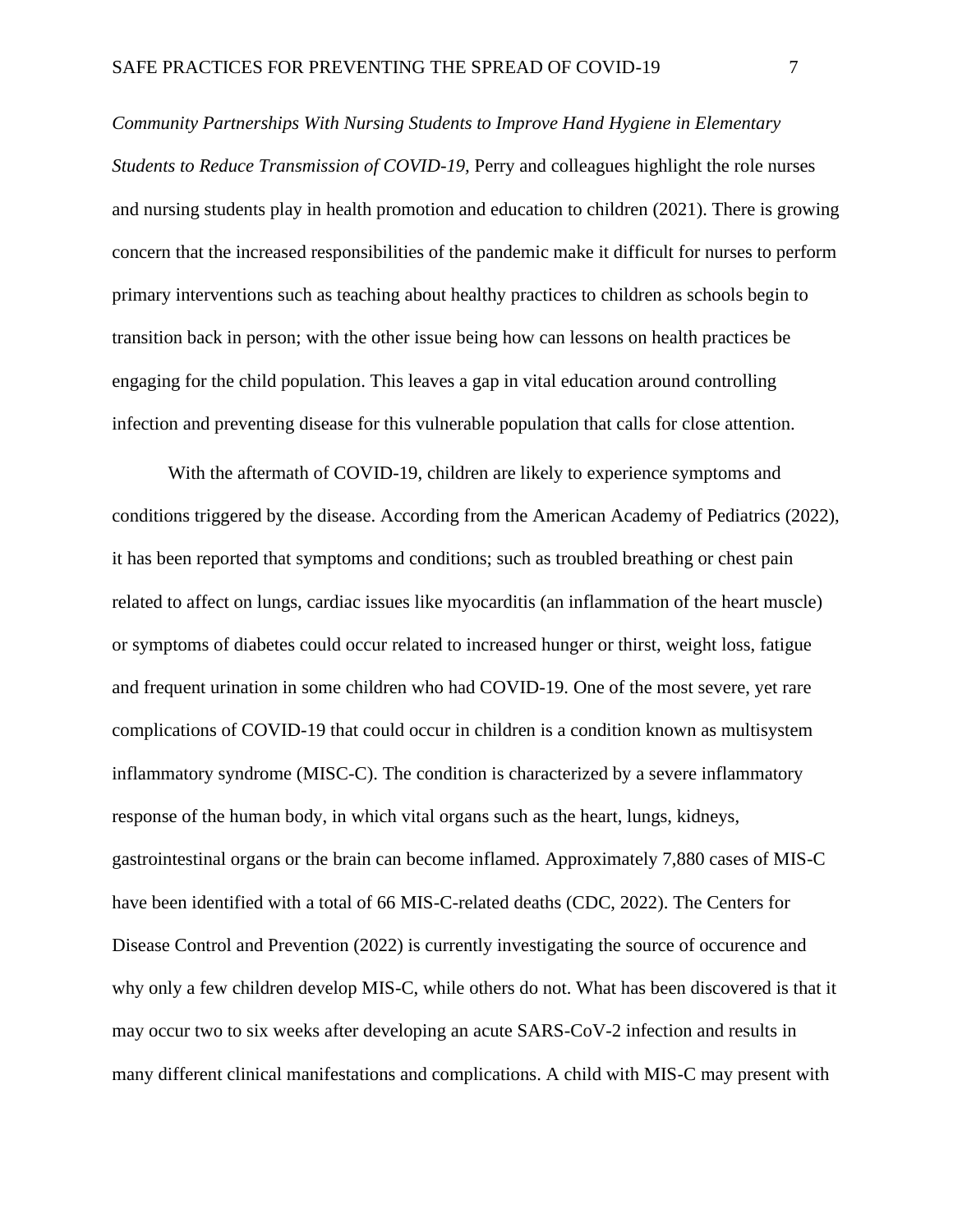*Community Partnerships With Nursing Students to Improve Hand Hygiene in Elementary Students to Reduce Transmission of COVID-19,* Perry and colleagues highlight the role nurses and nursing students play in health promotion and education to children (2021). There is growing concern that the increased responsibilities of the pandemic make it difficult for nurses to perform primary interventions such as teaching about healthy practices to children as schools begin to transition back in person; with the other issue being how can lessons on health practices be engaging for the child population. This leaves a gap in vital education around controlling infection and preventing disease for this vulnerable population that calls for close attention.

With the aftermath of COVID-19, children are likely to experience symptoms and conditions triggered by the disease. According from the American Academy of Pediatrics (2022), it has been reported that symptoms and conditions; such as troubled breathing or chest pain related to affect on lungs, cardiac issues like myocarditis (an inflammation of the heart muscle) or symptoms of diabetes could occur related to increased hunger or thirst, weight loss, fatigue and frequent urination in some children who had COVID-19. One of the most severe, yet rare complications of COVID-19 that could occur in children is a condition known as multisystem inflammatory syndrome (MISC-C). The condition is characterized by a severe inflammatory response of the human body, in which vital organs such as the heart, lungs, kidneys, gastrointestinal organs or the brain can become inflamed. Approximately 7,880 cases of MIS-C have been identified with a total of 66 MIS-C-related deaths (CDC, 2022). The Centers for Disease Control and Prevention (2022) is currently investigating the source of occurence and why only a few children develop MIS-C, while others do not. What has been discovered is that it may occur two to six weeks after developing an acute SARS-CoV-2 infection and results in many different clinical manifestations and complications. A child with MIS-C may present with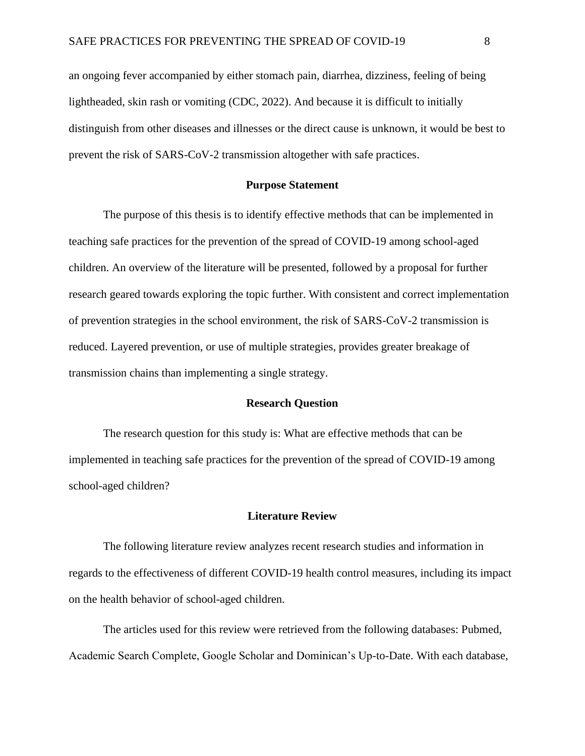an ongoing fever accompanied by either stomach pain, diarrhea, dizziness, feeling of being lightheaded, skin rash or vomiting (CDC, 2022). And because it is difficult to initially distinguish from other diseases and illnesses or the direct cause is unknown, it would be best to prevent the risk of SARS-CoV-2 transmission altogether with safe practices.

## Purpose Statement

The purpose of this thesis is to identify effective methods that can be implemented in teaching safe practices for the prevention of the spread of COVID-19 among school-aged children. An overview of the literature will be presented, followed by a proposal for further research geared towards exploring the topic further. With consistent and correct implementation of prevention strategies in the school environment, the risk of SARS-CoV-2 transmission is reduced. Layered prevention, or use of multiple strategies, provides greater breakage of transmission chains than implementing a single strategy.

## Research Question

The research question for this study is: What are effective methods that can be implemented in teaching safe practices for the prevention of the spread of COVID-19 among school-aged children?

## Literature Review

The following literature review analyzes recent research studies and information in regards to the effectiveness of different COVID-19 health control measures, including its impact on the health behavior of school-aged children.

The articles used for this review were retrieved from the following databases: Pubmed, Academic Search Complete, Google Scholar and Dominican's Up-to-Date. With each database,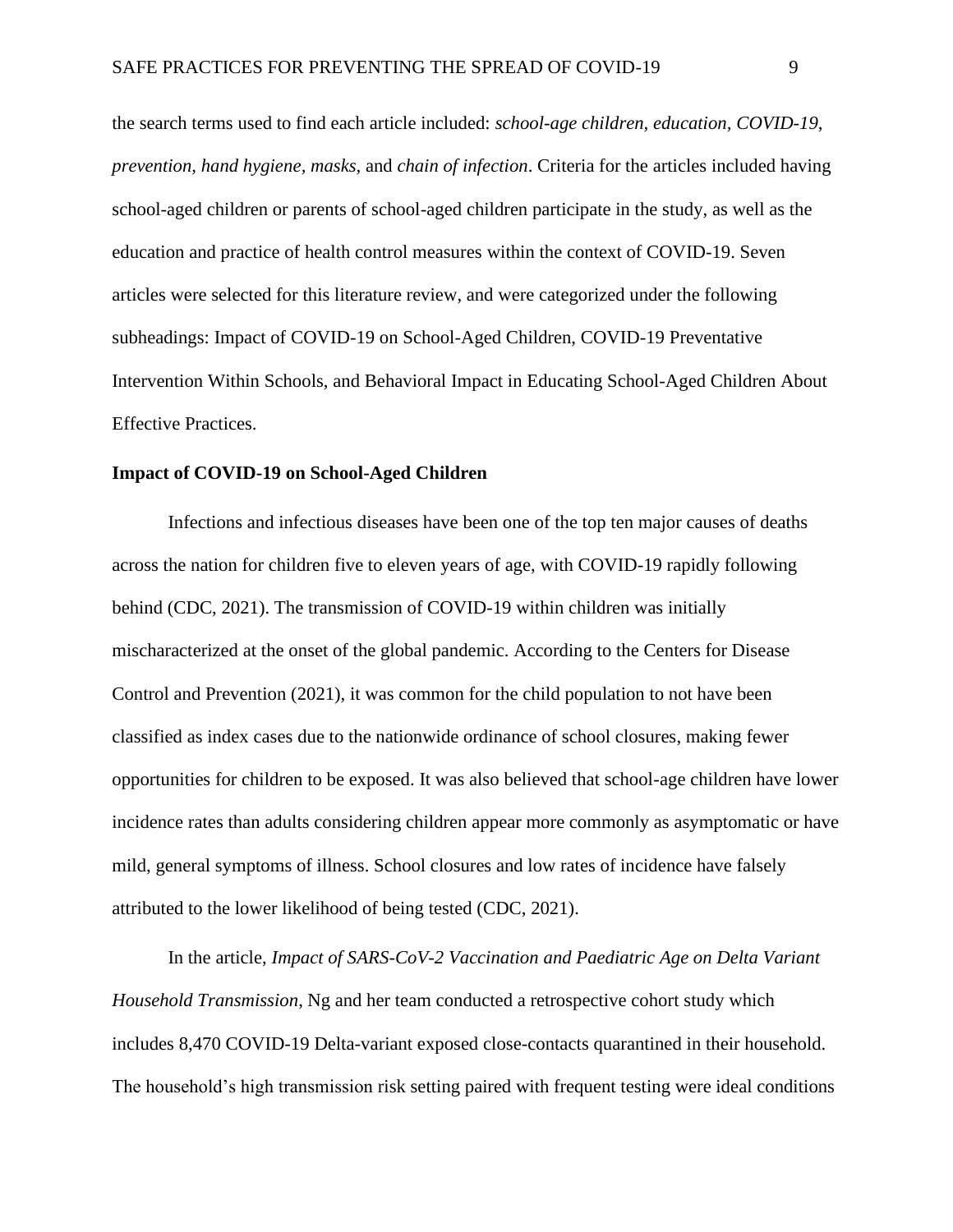the search terms used to find each article included: *school-age children*, *education*, *COVID-19*, *prevention*, *hand hygiene*, *masks*, and *chain of infection*. Criteria for the articles included having school-aged children or parents of school-aged children participate in the study, as well as the education and practice of health control measures within the context of COVID-19. Seven articles were selected for this literature review, and were categorized under the following subheadings: Impact of COVID-19 on School-Aged Children, COVID-19 Preventative Intervention Within Schools, and Behavioral Impact in Educating School-Aged Children About Effective Practices.

**Impact of COVID-19 on School-Aged Children**

Infections and infectious diseases have been one of the top ten major causes of deaths across the nation for children five to eleven years of age, with COVID-19 rapidly following behind (CDC, 2021). The transmission of COVID-19 within children was initially mischaracterized at the onset of the global pandemic. According to the Centers for Disease Control and Prevention (2021), it was common for the child population to not have been classified as index cases due to the nationwide ordinance of school closures, making fewer opportunities for children to be exposed. It was also believed that school-age children have lower incidence rates than adults considering children appear more commonly as asymptomatic or have mild, general symptoms of illness. School closures and low rates of incidence have falsely attributed to the lower likelihood of being tested (CDC, 2021).

In the article, *Impact of SARS-CoV-2 Vaccination and Paediatric Age on Delta Variant Household Transmission*, Ng and her team conducted a retrospective cohort study which includes 8,470 COVID-19 Delta-variant exposed close-contacts quarantined in their household. The household's high transmission risk setting paired with frequent testing were ideal conditions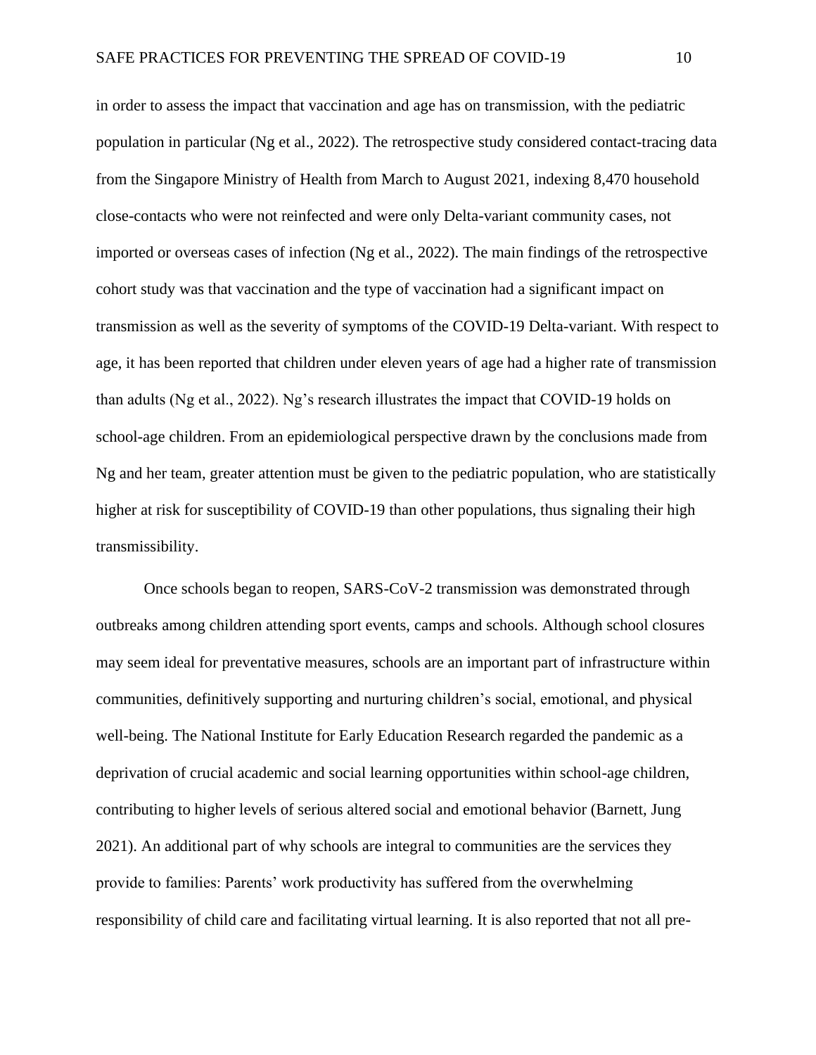in order to assess the impact that vaccination and age has on transmission, with the pediatric population in particular (Ng et al., 2022). The retrospective study considered contact-tracing data from the Singapore Ministry of Health from March to August 2021, indexing 8,470 household close-contacts who were not reinfected and were only Delta-variant community cases, not imported or overseas cases of infection (Ng et al., 2022). The main findings of the retrospective cohort study was that vaccination and the type of vaccination had a significant impact on transmission as well as the severity of symptoms of the COVID-19 Delta-variant. With respect to age, it has been reported that children under eleven years of age had a higher rate of transmission than adults (Ng et al., 2022). Ng's research illustrates the impact that COVID-19 holds on school-age children. From an epidemiological perspective drawn by the conclusions made from Ng and her team, greater attention must be given to the pediatric population, who are statistically higher at risk for susceptibility of COVID-19 than other populations, thus signaling their high transmissibility.

Once schools began to reopen, SARS-CoV-2 transmission was demonstrated through outbreaks among children attending sport events, camps and schools. Although school closures may seem ideal for preventative measures, schools are an important part of infrastructure within communities, definitively supporting and nurturing children's social, emotional, and physical well-being. The National Institute for Early Education Research regarded the pandemic as a deprivation of crucial academic and social learning opportunities within school-age children, contributing to higher levels of serious altered social and emotional behavior (Barnett, Jung 2021). An additional part of why schools are integral to communities are the services they provide to families: Parents' work productivity has suffered from the overwhelming responsibility of child care and facilitating virtual learning. It is also reported that not all pre-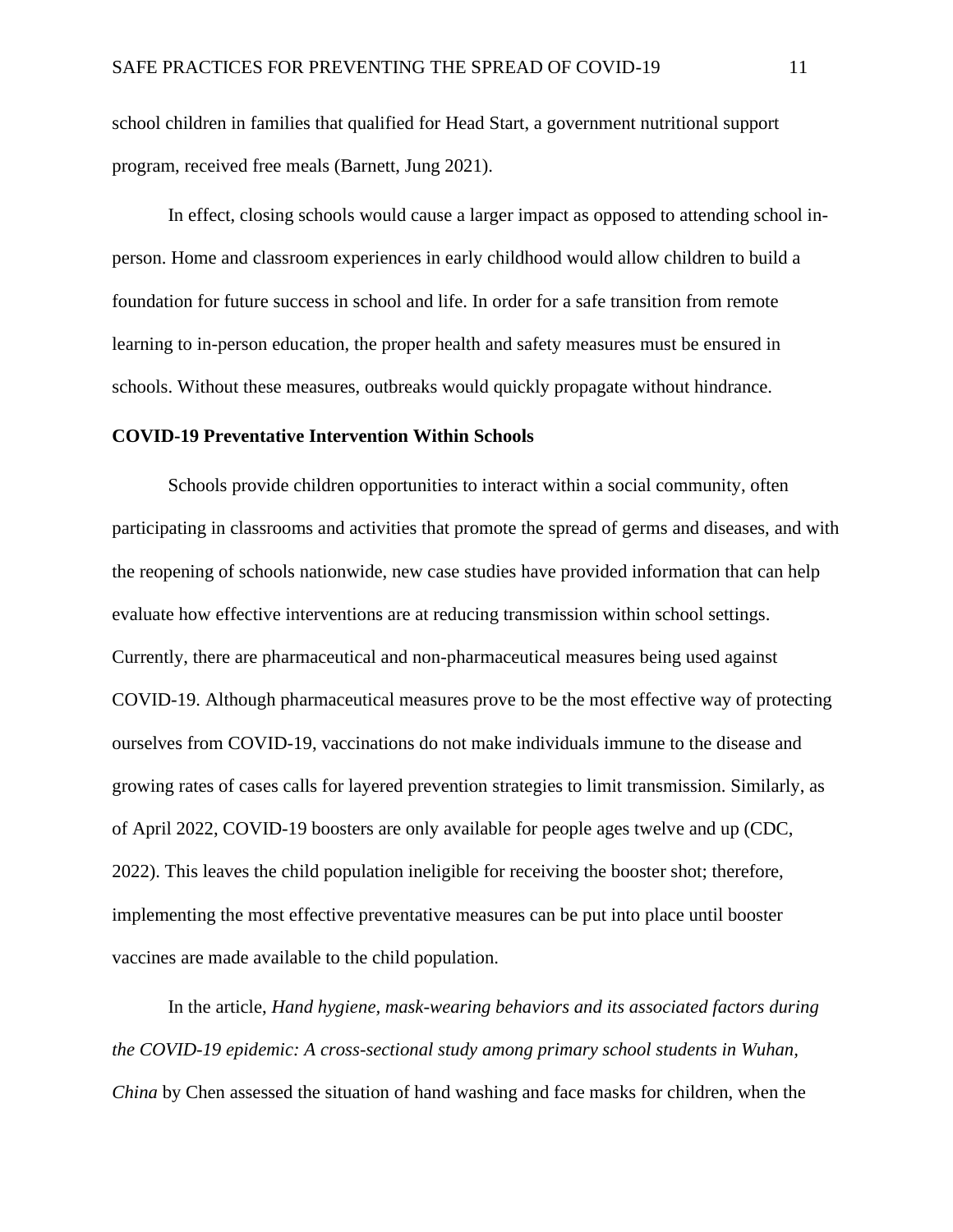school children in families that qualified for Head Start, a government nutritional support program, received free meals (Barnett, Jung 2021).

In effect, closing schools would cause a larger impact as opposed to attending school in-person. Home and classroom experiences in early childhood would allow children to build a foundation for future success in school and life. In order for a safe transition from remote learning to in-person education, the proper health and safety measures must be ensured in schools. Without these measures, outbreaks would quickly propagate without hindrance.

**COVID-19 Preventative Intervention Within Schools**

Schools provide children opportunities to interact within a social community, often participating in classrooms and activities that promote the spread of germs and diseases, and with the reopening of schools nationwide, new case studies have provided information that can help evaluate how effective interventions are at reducing transmission within school settings. Currently, there are pharmaceutical and non-pharmaceutical measures being used against COVID-19. Although pharmaceutical measures prove to be the most effective way of protecting ourselves from COVID-19, vaccinations do not make individuals immune to the disease and growing rates of cases calls for layered prevention strategies to limit transmission. Similarly, as of April 2022, COVID-19 boosters are only available for people ages twelve and up (CDC, 2022). This leaves the child population ineligible for receiving the booster shot; therefore, implementing the most effective preventative measures can be put into place until booster vaccines are made available to the child population.

In the article, *Hand hygiene, mask-wearing behaviors and its associated factors during the COVID-19 epidemic: A cross-sectional study among primary school students in Wuhan, China* by Chen assessed the situation of hand washing and face masks for children, when the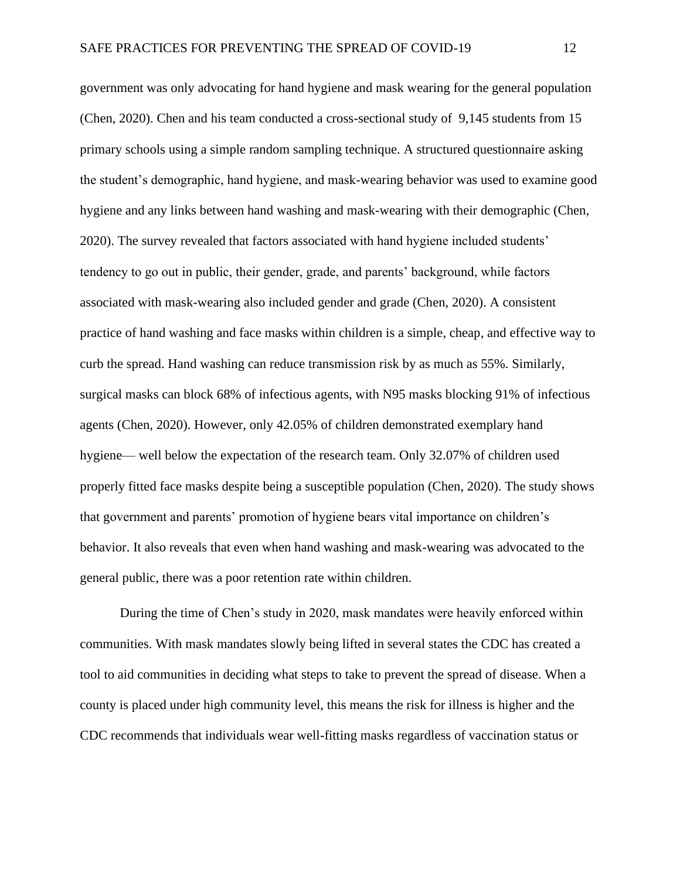government was only advocating for hand hygiene and mask wearing for the general population (Chen, 2020). Chen and his team conducted a cross-sectional study of 9,145 students from 15 primary schools using a simple random sampling technique. A structured questionnaire asking the student's demographic, hand hygiene, and mask-wearing behavior was used to examine good hygiene and any links between hand washing and mask-wearing with their demographic (Chen, 2020). The survey revealed that factors associated with hand hygiene included students' tendency to go out in public, their gender, grade, and parents' background, while factors associated with mask-wearing also included gender and grade (Chen, 2020). A consistent practice of hand washing and face masks within children is a simple, cheap, and effective way to curb the spread. Hand washing can reduce transmission risk by as much as 55%. Similarly, surgical masks can block 68% of infectious agents, with N95 masks blocking 91% of infectious agents (Chen, 2020). However, only 42.05% of children demonstrated exemplary hand hygiene— well below the expectation of the research team. Only 32.07% of children used properly fitted face masks despite being a susceptible population (Chen, 2020). The study shows that government and parents' promotion of hygiene bears vital importance on children's behavior. It also reveals that even when hand washing and mask-wearing was advocated to the general public, there was a poor retention rate within children.

During the time of Chen's study in 2020, mask mandates were heavily enforced within communities. With mask mandates slowly being lifted in several states the CDC has created a tool to aid communities in deciding what steps to take to prevent the spread of disease. When a county is placed under high community level, this means the risk for illness is higher and the CDC recommends that individuals wear well-fitting masks regardless of vaccination status or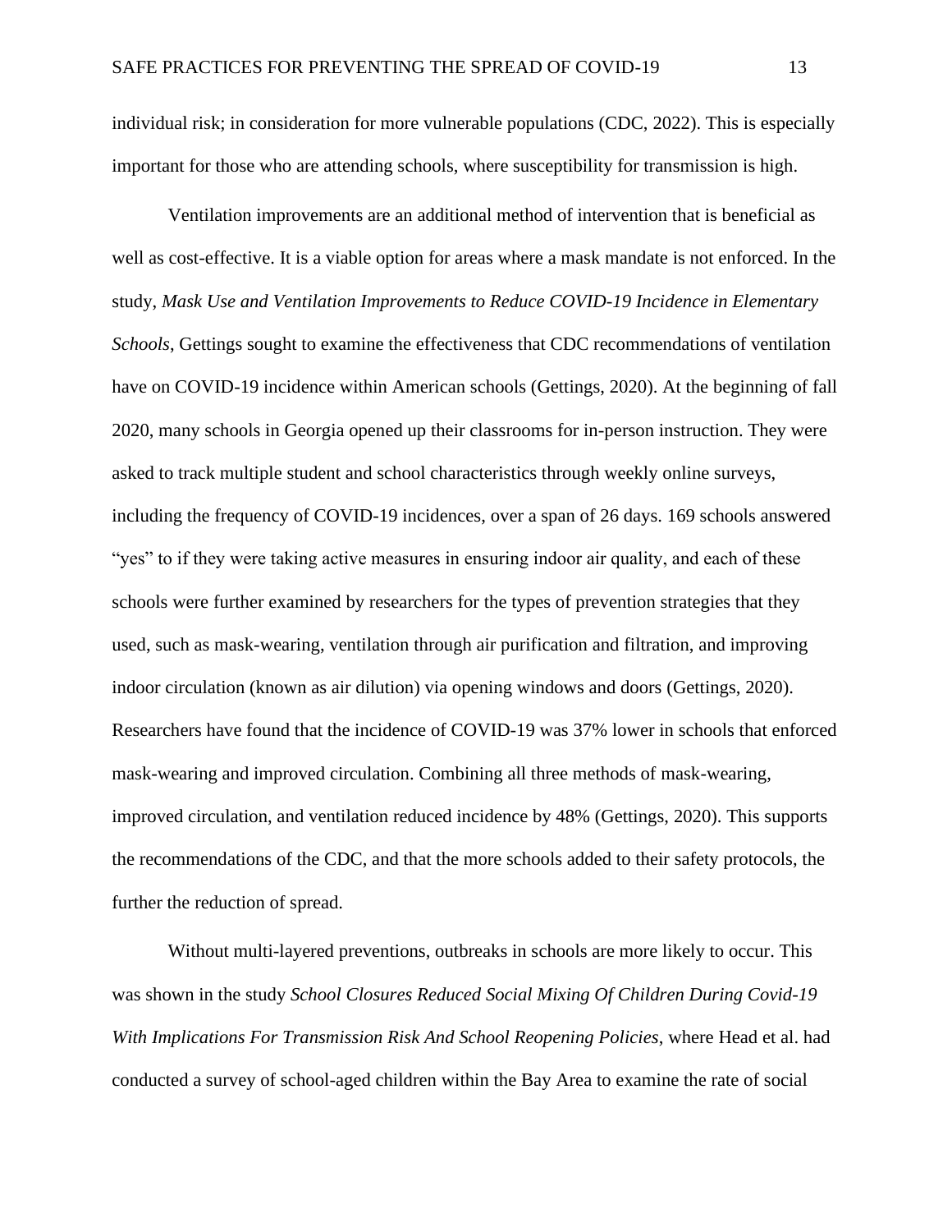individual risk; in consideration for more vulnerable populations (CDC, 2022). This is especially important for those who are attending schools, where susceptibility for transmission is high.

Ventilation improvements are an additional method of intervention that is beneficial as well as cost-effective. It is a viable option for areas where a mask mandate is not enforced. In the study, *Mask Use and Ventilation Improvements to Reduce COVID-19 Incidence in Elementary Schools*, Gettings sought to examine the effectiveness that CDC recommendations of ventilation have on COVID-19 incidence within American schools (Gettings, 2020). At the beginning of fall 2020, many schools in Georgia opened up their classrooms for in-person instruction. They were asked to track multiple student and school characteristics through weekly online surveys, including the frequency of COVID-19 incidences, over a span of 26 days. 169 schools answered "yes" to if they were taking active measures in ensuring indoor air quality, and each of these schools were further examined by researchers for the types of prevention strategies that they used, such as mask-wearing, ventilation through air purification and filtration, and improving indoor circulation (known as air dilution) via opening windows and doors (Gettings, 2020). Researchers have found that the incidence of COVID-19 was 37% lower in schools that enforced mask-wearing and improved circulation. Combining all three methods of mask-wearing, improved circulation, and ventilation reduced incidence by 48% (Gettings, 2020). This supports the recommendations of the CDC, and that the more schools added to their safety protocols, the further the reduction of spread.

Without multi-layered preventions, outbreaks in schools are more likely to occur. This was shown in the study *School Closures Reduced Social Mixing Of Children During Covid-19 With Implications For Transmission Risk And School Reopening Policies*, where Head et al. had conducted a survey of school-aged children within the Bay Area to examine the rate of social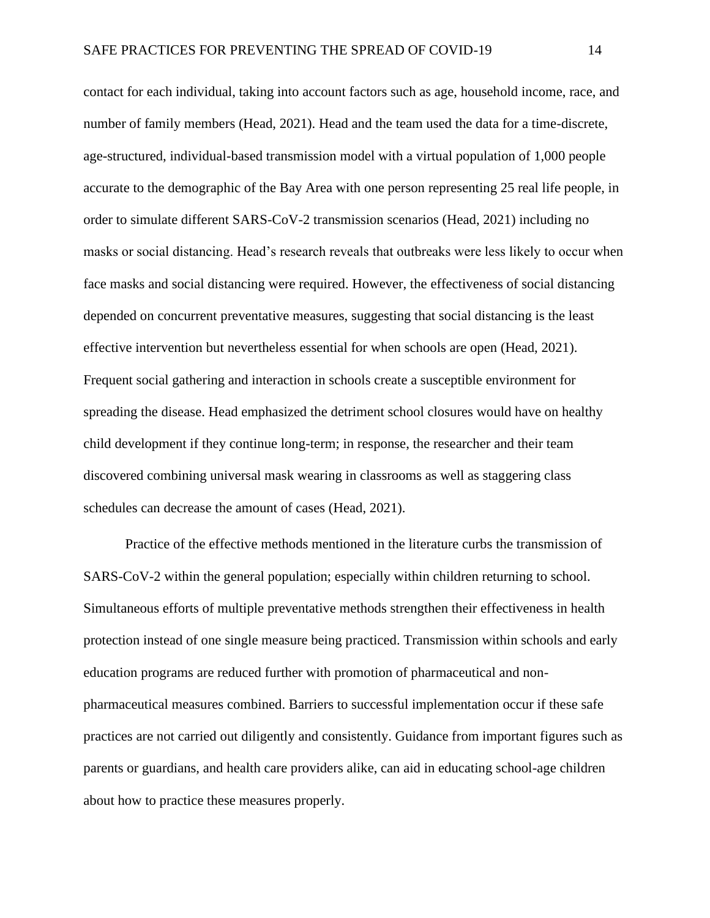contact for each individual, taking into account factors such as age, household income, race, and number of family members (Head, 2021). Head and the team used the data for a time-discrete, age-structured, individual-based transmission model with a virtual population of 1,000 people accurate to the demographic of the Bay Area with one person representing 25 real life people, in order to simulate different SARS-CoV-2 transmission scenarios (Head, 2021) including no masks or social distancing. Head's research reveals that outbreaks were less likely to occur when face masks and social distancing were required. However, the effectiveness of social distancing depended on concurrent preventative measures, suggesting that social distancing is the least effective intervention but nevertheless essential for when schools are open (Head, 2021). Frequent social gathering and interaction in schools create a susceptible environment for spreading the disease. Head emphasized the detriment school closures would have on healthy child development if they continue long-term; in response, the researcher and their team discovered combining universal mask wearing in classrooms as well as staggering class schedules can decrease the amount of cases (Head, 2021).

Practice of the effective methods mentioned in the literature curbs the transmission of SARS-CoV-2 within the general population; especially within children returning to school. Simultaneous efforts of multiple preventative methods strengthen their effectiveness in health protection instead of one single measure being practiced. Transmission within schools and early education programs are reduced further with promotion of pharmaceutical and non-pharmaceutical measures combined. Barriers to successful implementation occur if these safe practices are not carried out diligently and consistently. Guidance from important figures such as parents or guardians, and health care providers alike, can aid in educating school-age children about how to practice these measures properly.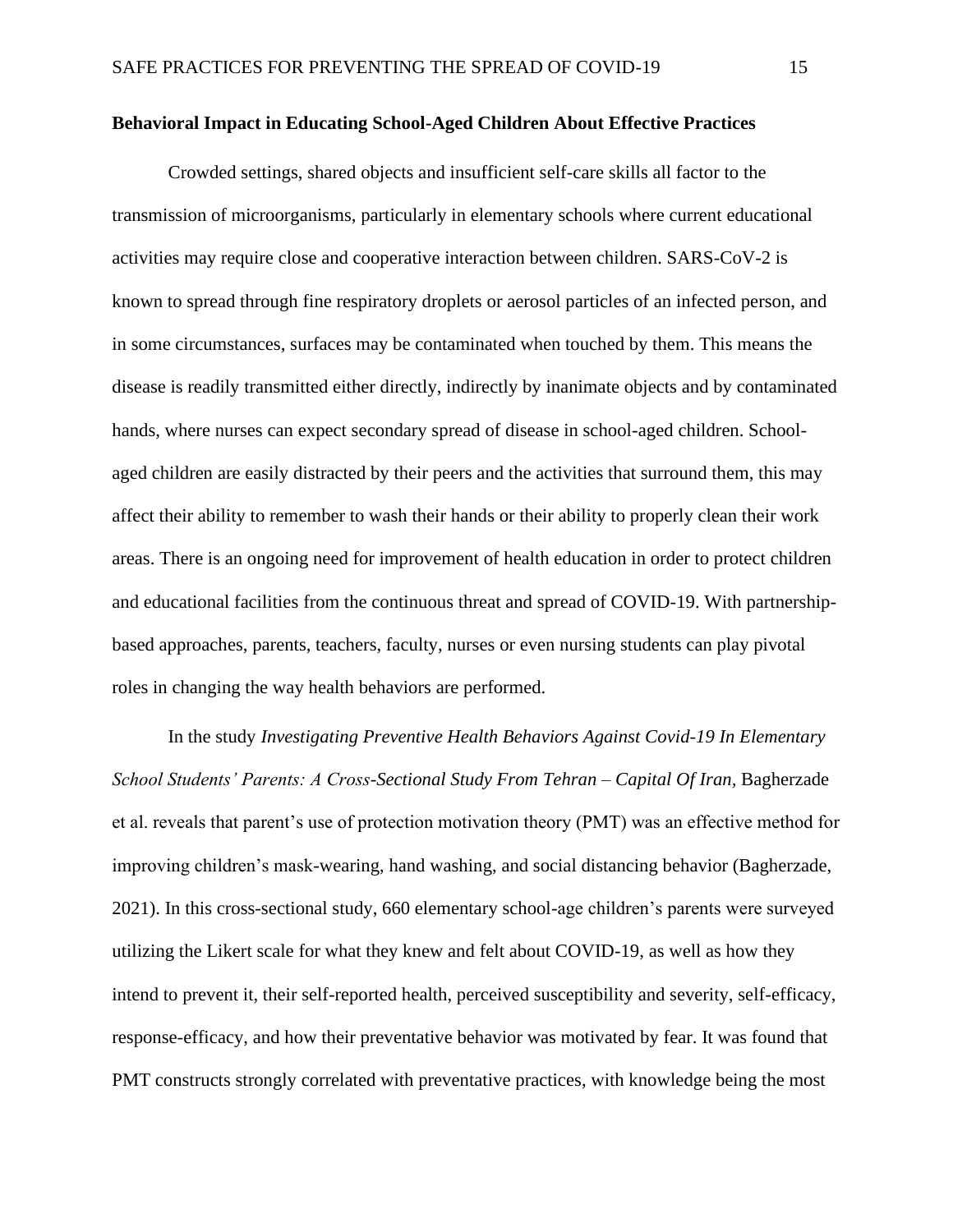**Behavioral Impact in Educating School-Aged Children About Effective Practices**

Crowded settings, shared objects and insufficient self-care skills all factor to the transmission of microorganisms, particularly in elementary schools where current educational activities may require close and cooperative interaction between children. SARS-CoV-2 is known to spread through fine respiratory droplets or aerosol particles of an infected person, and in some circumstances, surfaces may be contaminated when touched by them. This means the disease is readily transmitted either directly, indirectly by inanimate objects and by contaminated hands, where nurses can expect secondary spread of disease in school-aged children. School-aged children are easily distracted by their peers and the activities that surround them, this may affect their ability to remember to wash their hands or their ability to properly clean their work areas. There is an ongoing need for improvement of health education in order to protect children and educational facilities from the continuous threat and spread of COVID-19. With partnership-based approaches, parents, teachers, faculty, nurses or even nursing students can play pivotal roles in changing the way health behaviors are performed.

In the study *Investigating Preventive Health Behaviors Against Covid-19 In Elementary School Students' Parents: A Cross-Sectional Study From Tehran – Capital Of Iran*, Bagherzade et al. reveals that parent's use of protection motivation theory (PMT) was an effective method for improving children's mask-wearing, hand washing, and social distancing behavior (Bagherzade, 2021). In this cross-sectional study, 660 elementary school-age children's parents were surveyed utilizing the Likert scale for what they knew and felt about COVID-19, as well as how they intend to prevent it, their self-reported health, perceived susceptibility and severity, self-efficacy, response-efficacy, and how their preventative behavior was motivated by fear. It was found that PMT constructs strongly correlated with preventative practices, with knowledge being the most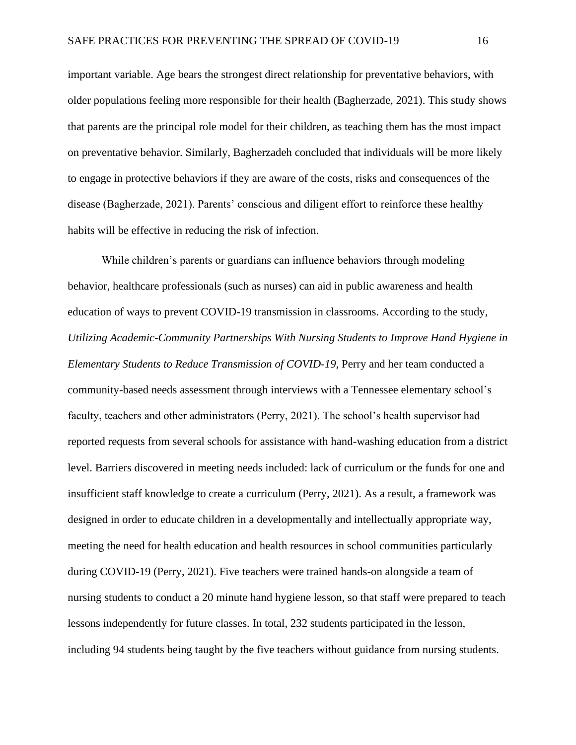important variable. Age bears the strongest direct relationship for preventative behaviors, with older populations feeling more responsible for their health (Bagherzade, 2021). This study shows that parents are the principal role model for their children, as teaching them has the most impact on preventative behavior. Similarly, Bagherzadeh concluded that individuals will be more likely to engage in protective behaviors if they are aware of the costs, risks and consequences of the disease (Bagherzade, 2021). Parents' conscious and diligent effort to reinforce these healthy habits will be effective in reducing the risk of infection.

While children's parents or guardians can influence behaviors through modeling behavior, healthcare professionals (such as nurses) can aid in public awareness and health education of ways to prevent COVID-19 transmission in classrooms. According to the study, *Utilizing Academic-Community Partnerships With Nursing Students to Improve Hand Hygiene in Elementary Students to Reduce Transmission of COVID-19*, Perry and her team conducted a community-based needs assessment through interviews with a Tennessee elementary school's faculty, teachers and other administrators (Perry, 2021). The school's health supervisor had reported requests from several schools for assistance with hand-washing education from a district level. Barriers discovered in meeting needs included: lack of curriculum or the funds for one and insufficient staff knowledge to create a curriculum (Perry, 2021). As a result, a framework was designed in order to educate children in a developmentally and intellectually appropriate way, meeting the need for health education and health resources in school communities particularly during COVID-19 (Perry, 2021). Five teachers were trained hands-on alongside a team of nursing students to conduct a 20 minute hand hygiene lesson, so that staff were prepared to teach lessons independently for future classes. In total, 232 students participated in the lesson, including 94 students being taught by the five teachers without guidance from nursing students.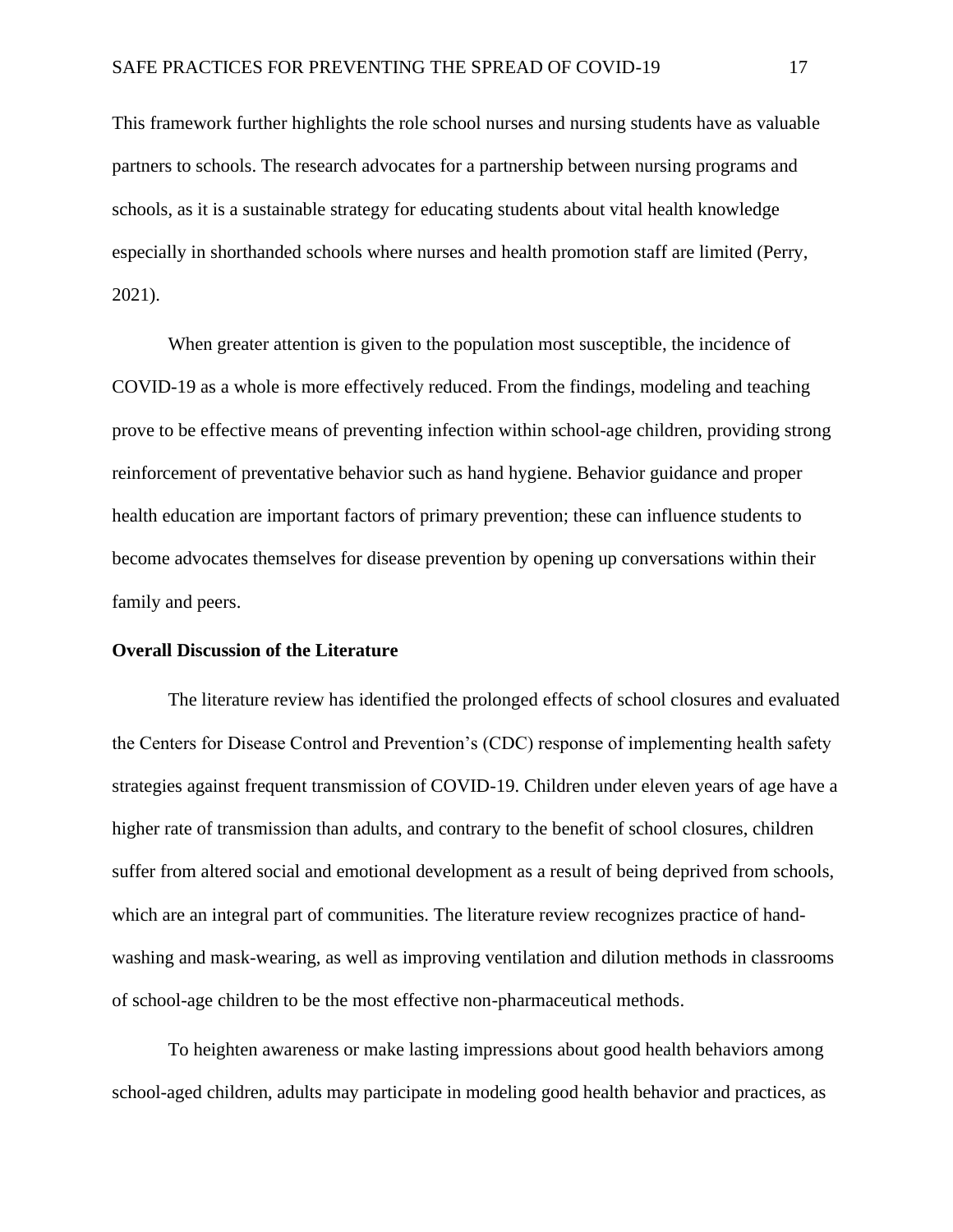This framework further highlights the role school nurses and nursing students have as valuable partners to schools. The research advocates for a partnership between nursing programs and schools, as it is a sustainable strategy for educating students about vital health knowledge especially in shorthanded schools where nurses and health promotion staff are limited (Perry, 2021).

When greater attention is given to the population most susceptible, the incidence of COVID-19 as a whole is more effectively reduced. From the findings, modeling and teaching prove to be effective means of preventing infection within school-age children, providing strong reinforcement of preventative behavior such as hand hygiene. Behavior guidance and proper health education are important factors of primary prevention; these can influence students to become advocates themselves for disease prevention by opening up conversations within their family and peers.

**Overall Discussion of the Literature**

The literature review has identified the prolonged effects of school closures and evaluated the Centers for Disease Control and Prevention's (CDC) response of implementing health safety strategies against frequent transmission of COVID-19. Children under eleven years of age have a higher rate of transmission than adults, and contrary to the benefit of school closures, children suffer from altered social and emotional development as a result of being deprived from schools, which are an integral part of communities. The literature review recognizes practice of hand-washing and mask-wearing, as well as improving ventilation and dilution methods in classrooms of school-age children to be the most effective non-pharmaceutical methods.

To heighten awareness or make lasting impressions about good health behaviors among school-aged children, adults may participate in modeling good health behavior and practices, as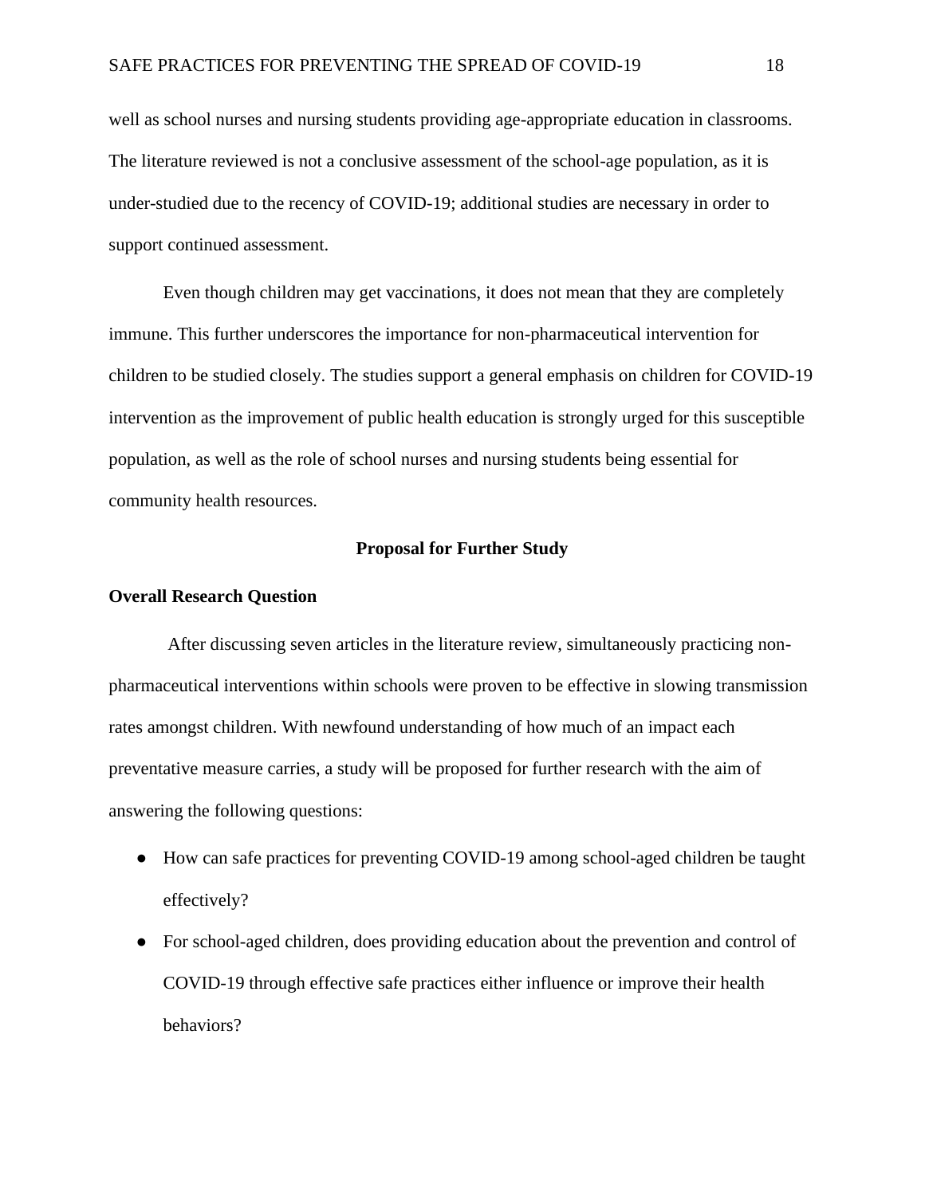well as school nurses and nursing students providing age-appropriate education in classrooms. The literature reviewed is not a conclusive assessment of the school-age population, as it is under-studied due to the recency of COVID-19; additional studies are necessary in order to support continued assessment.

Even though children may get vaccinations, it does not mean that they are completely immune. This further underscores the importance for non-pharmaceutical intervention for children to be studied closely. The studies support a general emphasis on children for COVID-19 intervention as the improvement of public health education is strongly urged for this susceptible population, as well as the role of school nurses and nursing students being essential for community health resources.

## Proposal for Further Study

### Overall Research Question

After discussing seven articles in the literature review, simultaneously practicing non-pharmaceutical interventions within schools were proven to be effective in slowing transmission rates amongst children. With newfound understanding of how much of an impact each preventative measure carries, a study will be proposed for further research with the aim of answering the following questions:

- How can safe practices for preventing COVID-19 among school-aged children be taught effectively?
- For school-aged children, does providing education about the prevention and control of COVID-19 through effective safe practices either influence or improve their health behaviors?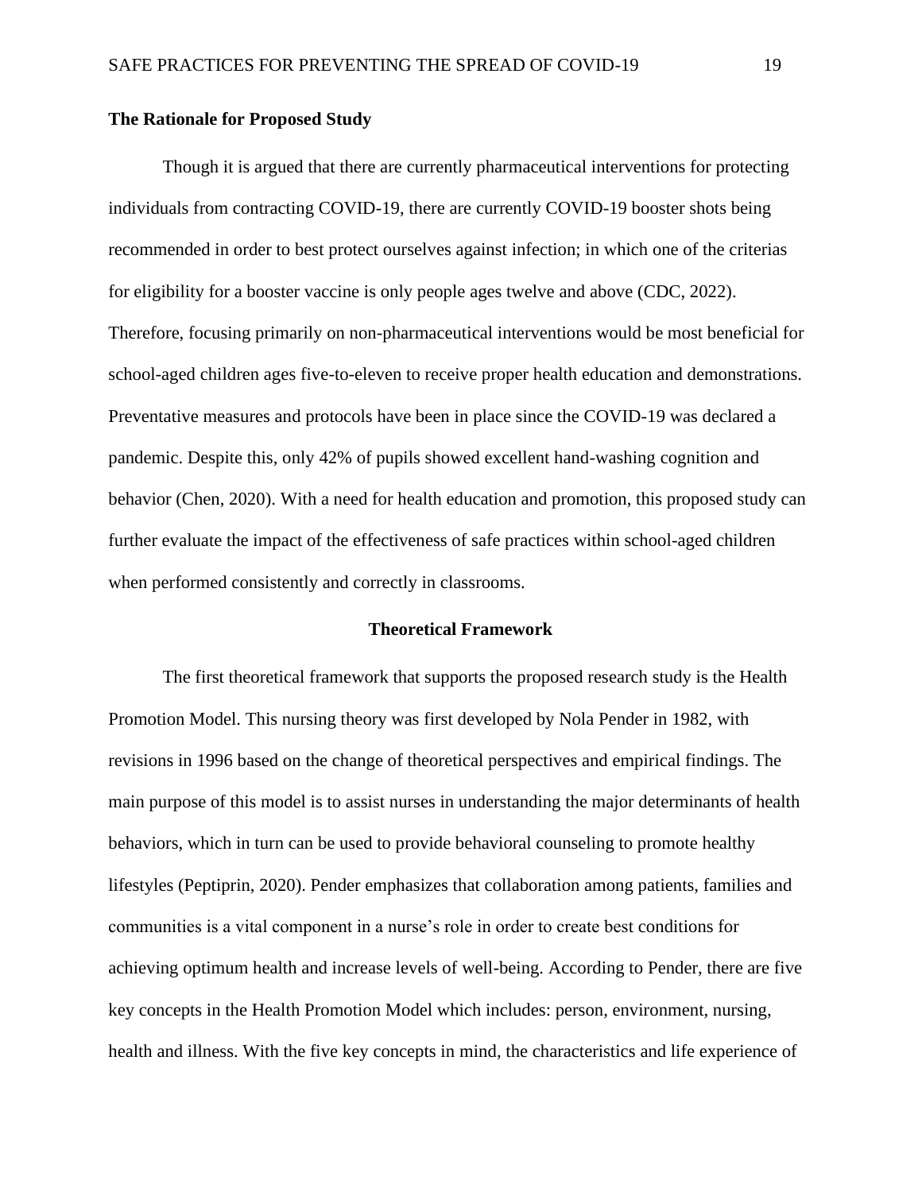**The Rationale for Proposed Study**

Though it is argued that there are currently pharmaceutical interventions for protecting individuals from contracting COVID-19, there are currently COVID-19 booster shots being recommended in order to best protect ourselves against infection; in which one of the criterias for eligibility for a booster vaccine is only people ages twelve and above (CDC, 2022). Therefore, focusing primarily on non-pharmaceutical interventions would be most beneficial for school-aged children ages five-to-eleven to receive proper health education and demonstrations. Preventative measures and protocols have been in place since the COVID-19 was declared a pandemic. Despite this, only 42% of pupils showed excellent hand-washing cognition and behavior (Chen, 2020). With a need for health education and promotion, this proposed study can further evaluate the impact of the effectiveness of safe practices within school-aged children when performed consistently and correctly in classrooms.

## Theoretical Framework

The first theoretical framework that supports the proposed research study is the Health Promotion Model. This nursing theory was first developed by Nola Pender in 1982, with revisions in 1996 based on the change of theoretical perspectives and empirical findings. The main purpose of this model is to assist nurses in understanding the major determinants of health behaviors, which in turn can be used to provide behavioral counseling to promote healthy lifestyles (Peptiprin, 2020). Pender emphasizes that collaboration among patients, families and communities is a vital component in a nurse's role in order to create best conditions for achieving optimum health and increase levels of well-being. According to Pender, there are five key concepts in the Health Promotion Model which includes: person, environment, nursing, health and illness. With the five key concepts in mind, the characteristics and life experience of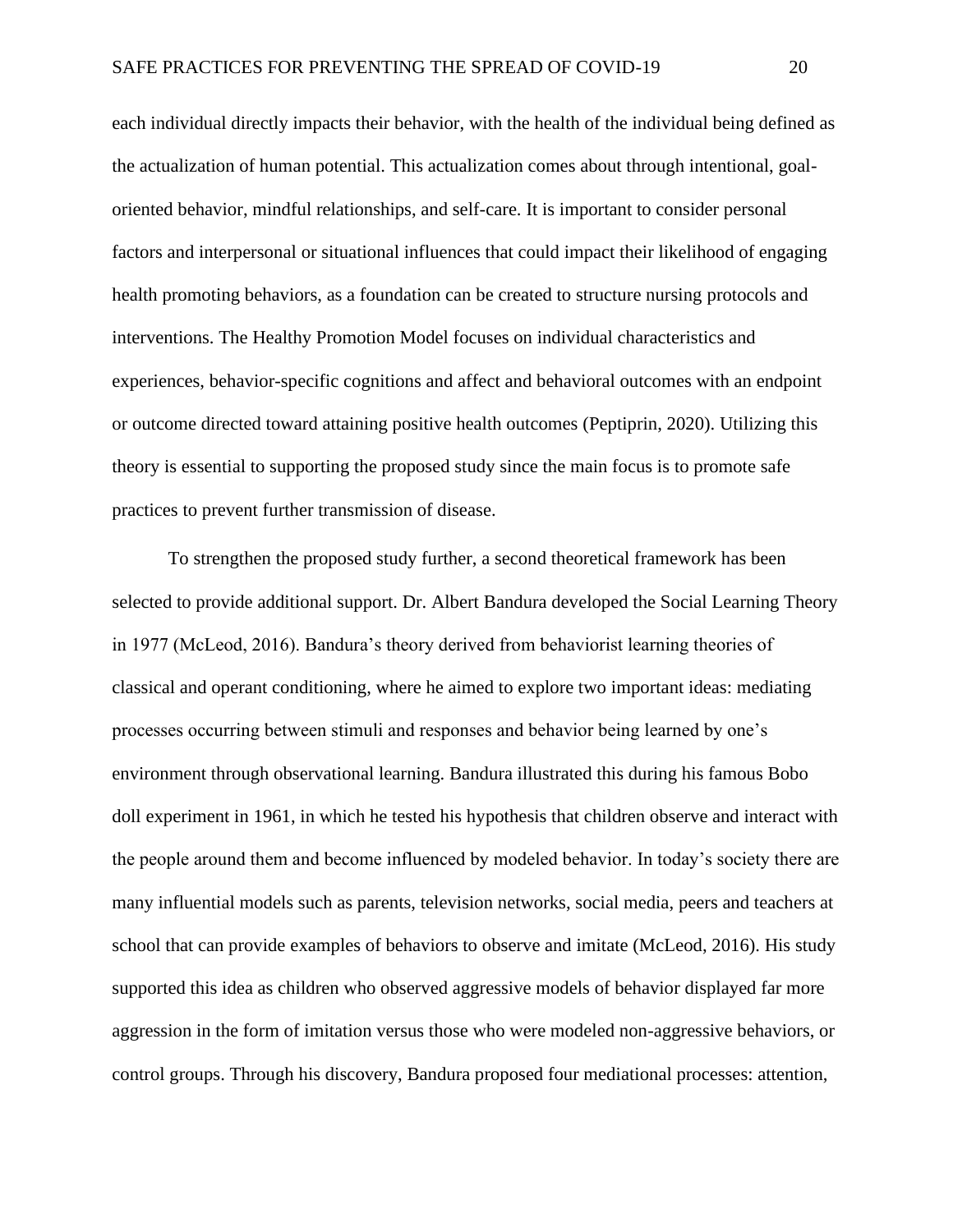each individual directly impacts their behavior, with the health of the individual being defined as the actualization of human potential. This actualization comes about through intentional, goal-oriented behavior, mindful relationships, and self-care. It is important to consider personal factors and interpersonal or situational influences that could impact their likelihood of engaging health promoting behaviors, as a foundation can be created to structure nursing protocols and interventions. The Healthy Promotion Model focuses on individual characteristics and experiences, behavior-specific cognitions and affect and behavioral outcomes with an endpoint or outcome directed toward attaining positive health outcomes (Peptiprin, 2020). Utilizing this theory is essential to supporting the proposed study since the main focus is to promote safe practices to prevent further transmission of disease.

To strengthen the proposed study further, a second theoretical framework has been selected to provide additional support. Dr. Albert Bandura developed the Social Learning Theory in 1977 (McLeod, 2016). Bandura's theory derived from behaviorist learning theories of classical and operant conditioning, where he aimed to explore two important ideas: mediating processes occurring between stimuli and responses and behavior being learned by one's environment through observational learning. Bandura illustrated this during his famous Bobo doll experiment in 1961, in which he tested his hypothesis that children observe and interact with the people around them and become influenced by modeled behavior. In today's society there are many influential models such as parents, television networks, social media, peers and teachers at school that can provide examples of behaviors to observe and imitate (McLeod, 2016). His study supported this idea as children who observed aggressive models of behavior displayed far more aggression in the form of imitation versus those who were modeled non-aggressive behaviors, or control groups. Through his discovery, Bandura proposed four mediational processes: attention,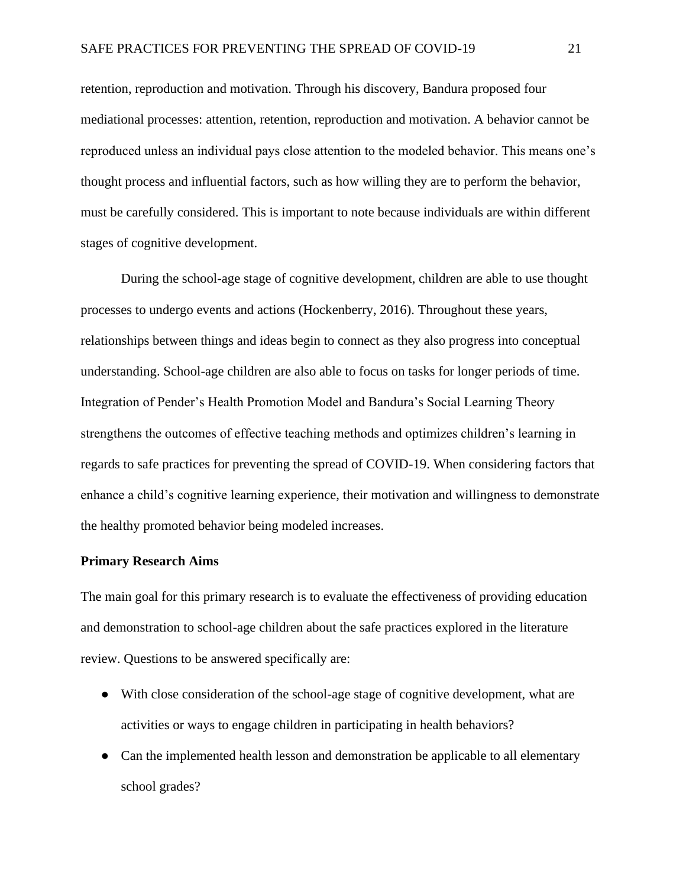retention, reproduction and motivation. Through his discovery, Bandura proposed four mediational processes: attention, retention, reproduction and motivation. A behavior cannot be reproduced unless an individual pays close attention to the modeled behavior. This means one's thought process and influential factors, such as how willing they are to perform the behavior, must be carefully considered. This is important to note because individuals are within different stages of cognitive development.

During the school-age stage of cognitive development, children are able to use thought processes to undergo events and actions (Hockenberry, 2016). Throughout these years, relationships between things and ideas begin to connect as they also progress into conceptual understanding. School-age children are also able to focus on tasks for longer periods of time. Integration of Pender's Health Promotion Model and Bandura's Social Learning Theory strengthens the outcomes of effective teaching methods and optimizes children's learning in regards to safe practices for preventing the spread of COVID-19. When considering factors that enhance a child's cognitive learning experience, their motivation and willingness to demonstrate the healthy promoted behavior being modeled increases.

**Primary Research Aims**

The main goal for this primary research is to evaluate the effectiveness of providing education and demonstration to school-age children about the safe practices explored in the literature review. Questions to be answered specifically are:

- With close consideration of the school-age stage of cognitive development, what are activities or ways to engage children in participating in health behaviors?
- Can the implemented health lesson and demonstration be applicable to all elementary school grades?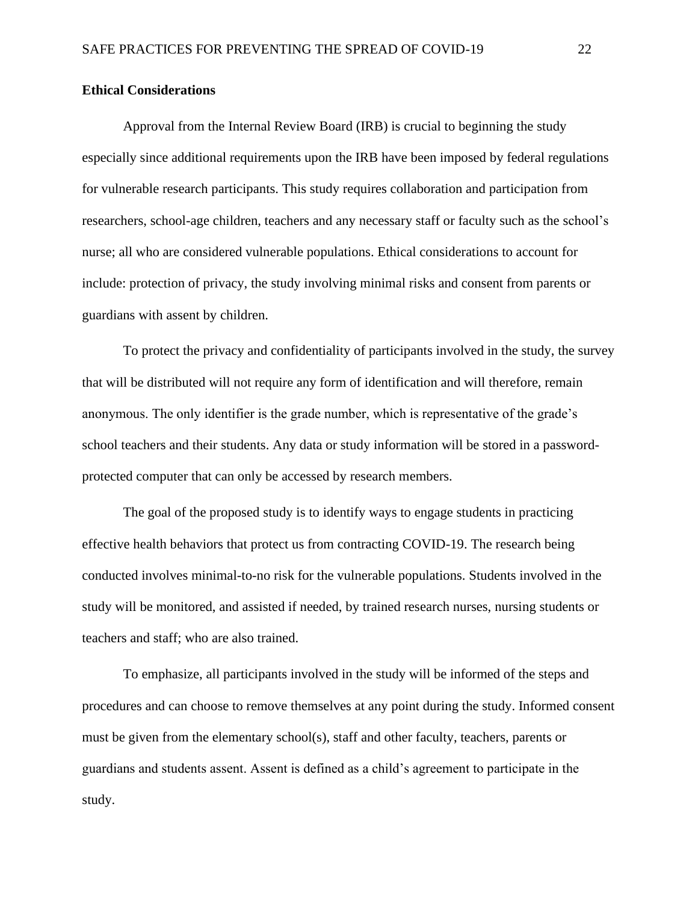**Ethical Considerations**

Approval from the Internal Review Board (IRB) is crucial to beginning the study especially since additional requirements upon the IRB have been imposed by federal regulations for vulnerable research participants. This study requires collaboration and participation from researchers, school-age children, teachers and any necessary staff or faculty such as the school's nurse; all who are considered vulnerable populations. Ethical considerations to account for include: protection of privacy, the study involving minimal risks and consent from parents or guardians with assent by children.

To protect the privacy and confidentiality of participants involved in the study, the survey that will be distributed will not require any form of identification and will therefore, remain anonymous. The only identifier is the grade number, which is representative of the grade's school teachers and their students. Any data or study information will be stored in a password-protected computer that can only be accessed by research members.

The goal of the proposed study is to identify ways to engage students in practicing effective health behaviors that protect us from contracting COVID-19. The research being conducted involves minimal-to-no risk for the vulnerable populations. Students involved in the study will be monitored, and assisted if needed, by trained research nurses, nursing students or teachers and staff; who are also trained.

To emphasize, all participants involved in the study will be informed of the steps and procedures and can choose to remove themselves at any point during the study. Informed consent must be given from the elementary school(s), staff and other faculty, teachers, parents or guardians and students assent. Assent is defined as a child's agreement to participate in the study.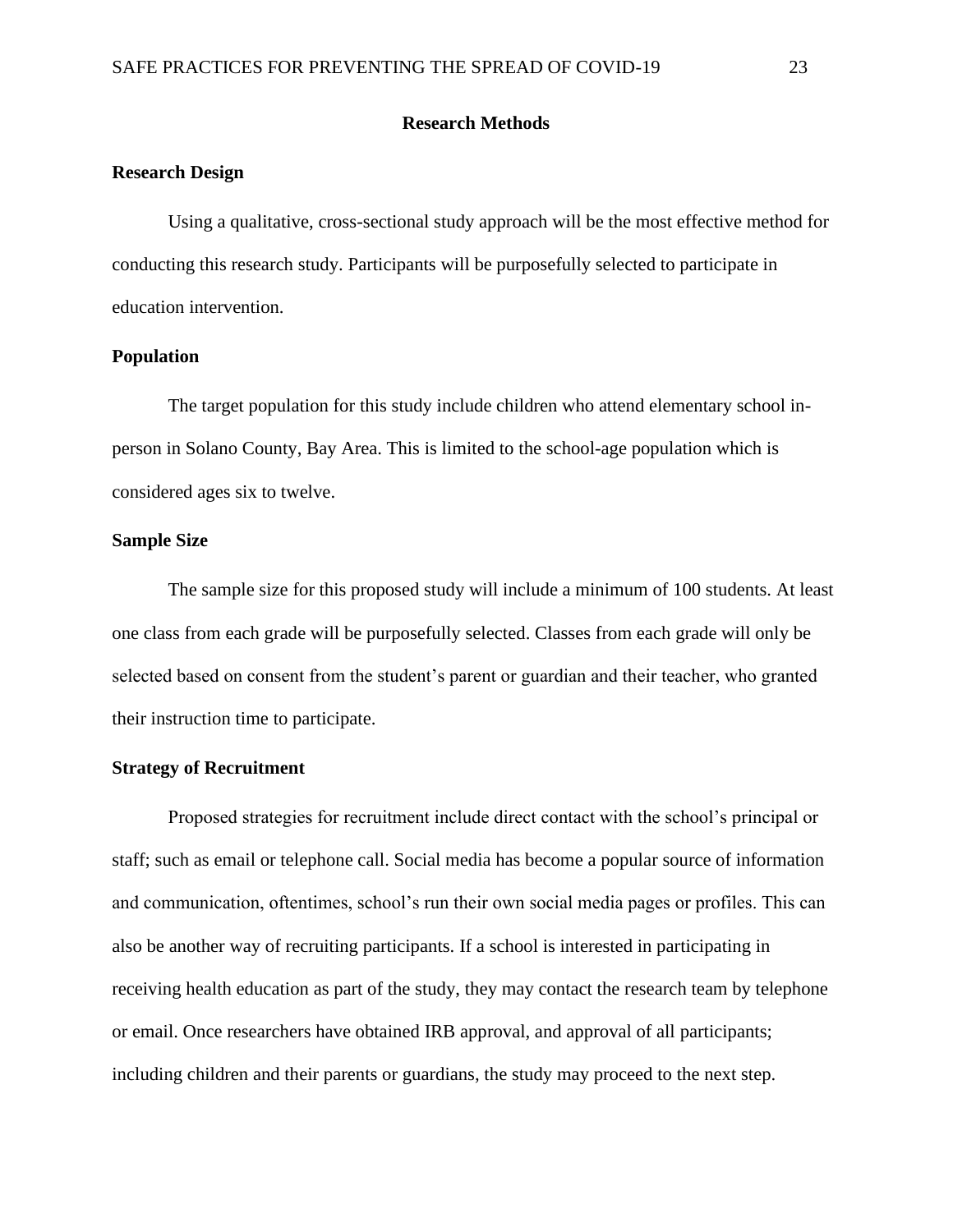## Research Methods

### Research Design

Using a qualitative, cross-sectional study approach will be the most effective method for conducting this research study. Participants will be purposefully selected to participate in education intervention.

### Population

The target population for this study include children who attend elementary school in-person in Solano County, Bay Area. This is limited to the school-age population which is considered ages six to twelve.

### Sample Size

The sample size for this proposed study will include a minimum of 100 students. At least one class from each grade will be purposefully selected. Classes from each grade will only be selected based on consent from the student's parent or guardian and their teacher, who granted their instruction time to participate.

### Strategy of Recruitment

Proposed strategies for recruitment include direct contact with the school's principal or staff; such as email or telephone call. Social media has become a popular source of information and communication, oftentimes, school's run their own social media pages or profiles. This can also be another way of recruiting participants. If a school is interested in participating in receiving health education as part of the study, they may contact the research team by telephone or email. Once researchers have obtained IRB approval, and approval of all participants; including children and their parents or guardians, the study may proceed to the next step.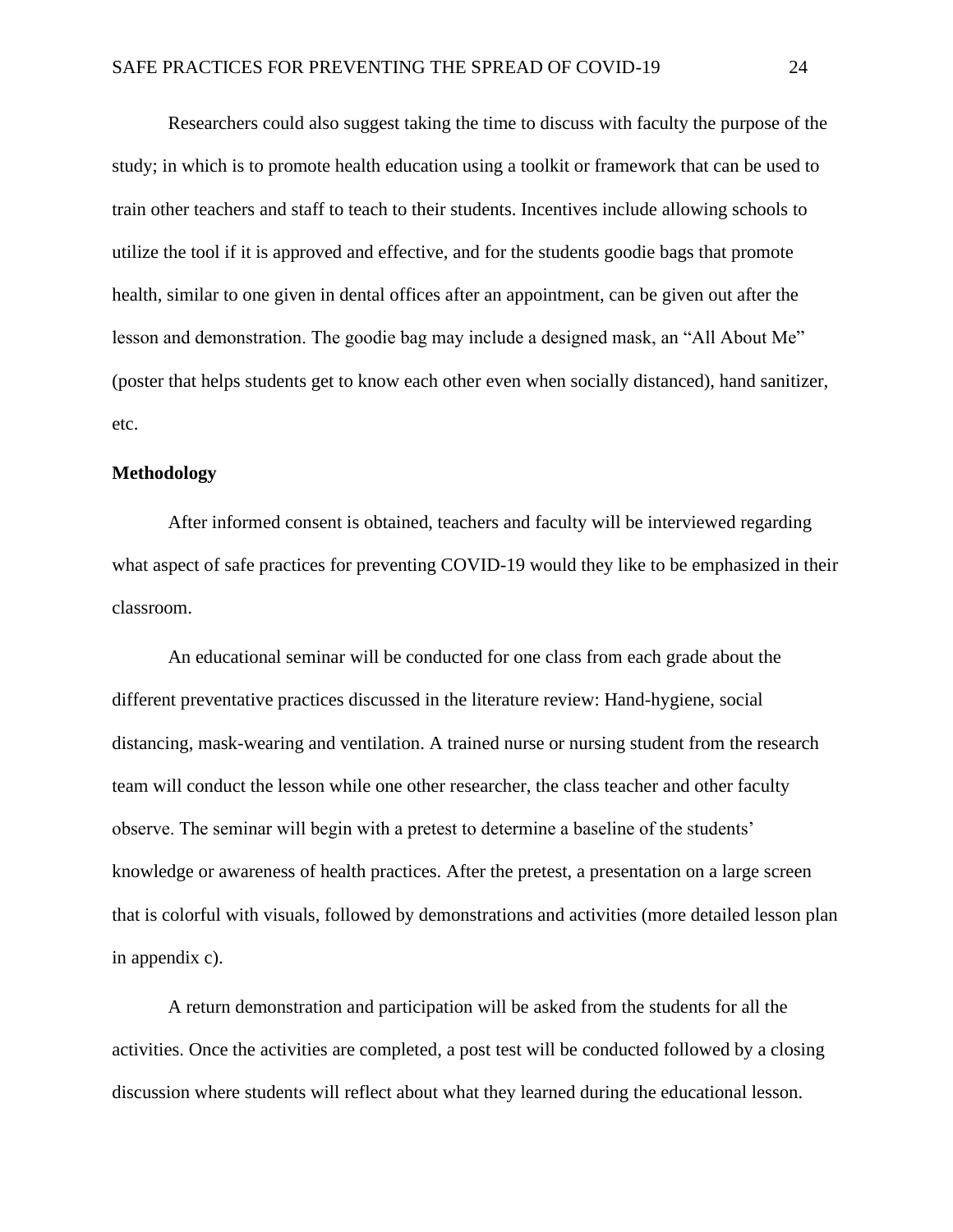Researchers could also suggest taking the time to discuss with faculty the purpose of the study; in which is to promote health education using a toolkit or framework that can be used to train other teachers and staff to teach to their students. Incentives include allowing schools to utilize the tool if it is approved and effective, and for the students goodie bags that promote health, similar to one given in dental offices after an appointment, can be given out after the lesson and demonstration. The goodie bag may include a designed mask, an "All About Me" (poster that helps students get to know each other even when socially distanced), hand sanitizer, etc.

**Methodology**

After informed consent is obtained, teachers and faculty will be interviewed regarding what aspect of safe practices for preventing COVID-19 would they like to be emphasized in their classroom.

An educational seminar will be conducted for one class from each grade about the different preventative practices discussed in the literature review: Hand-hygiene, social distancing, mask-wearing and ventilation. A trained nurse or nursing student from the research team will conduct the lesson while one other researcher, the class teacher and other faculty observe. The seminar will begin with a pretest to determine a baseline of the students' knowledge or awareness of health practices. After the pretest, a presentation on a large screen that is colorful with visuals, followed by demonstrations and activities (more detailed lesson plan in appendix c).

A return demonstration and participation will be asked from the students for all the activities. Once the activities are completed, a post test will be conducted followed by a closing discussion where students will reflect about what they learned during the educational lesson.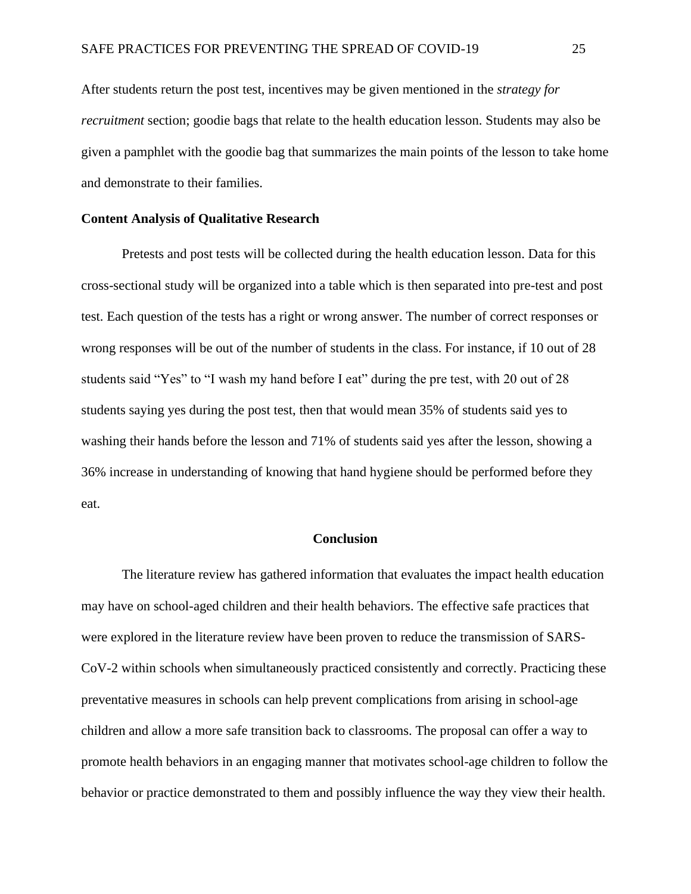After students return the post test, incentives may be given mentioned in the *strategy for recruitment* section; goodie bags that relate to the health education lesson. Students may also be given a pamphlet with the goodie bag that summarizes the main points of the lesson to take home and demonstrate to their families.

**Content Analysis of Qualitative Research**

Pretests and post tests will be collected during the health education lesson. Data for this cross-sectional study will be organized into a table which is then separated into pre-test and post test. Each question of the tests has a right or wrong answer. The number of correct responses or wrong responses will be out of the number of students in the class. For instance, if 10 out of 28 students said "Yes" to "I wash my hand before I eat" during the pre test, with 20 out of 28 students saying yes during the post test, then that would mean 35% of students said yes to washing their hands before the lesson and 71% of students said yes after the lesson, showing a 36% increase in understanding of knowing that hand hygiene should be performed before they eat.

## Conclusion

The literature review has gathered information that evaluates the impact health education may have on school-aged children and their health behaviors. The effective safe practices that were explored in the literature review have been proven to reduce the transmission of SARS-CoV-2 within schools when simultaneously practiced consistently and correctly. Practicing these preventative measures in schools can help prevent complications from arising in school-age children and allow a more safe transition back to classrooms. The proposal can offer a way to promote health behaviors in an engaging manner that motivates school-age children to follow the behavior or practice demonstrated to them and possibly influence the way they view their health.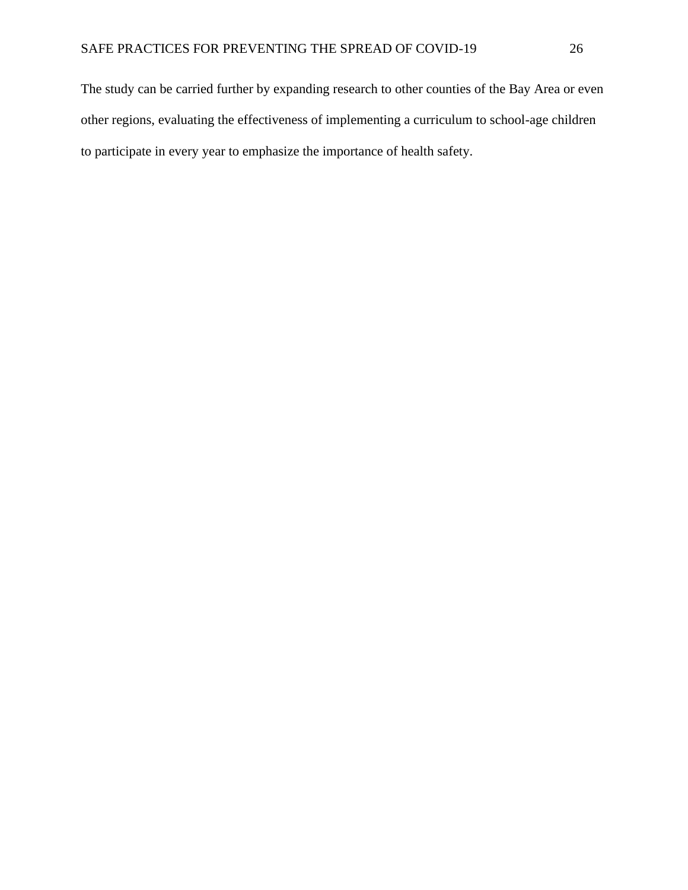The study can be carried further by expanding research to other counties of the Bay Area or even other regions, evaluating the effectiveness of implementing a curriculum to school-age children to participate in every year to emphasize the importance of health safety.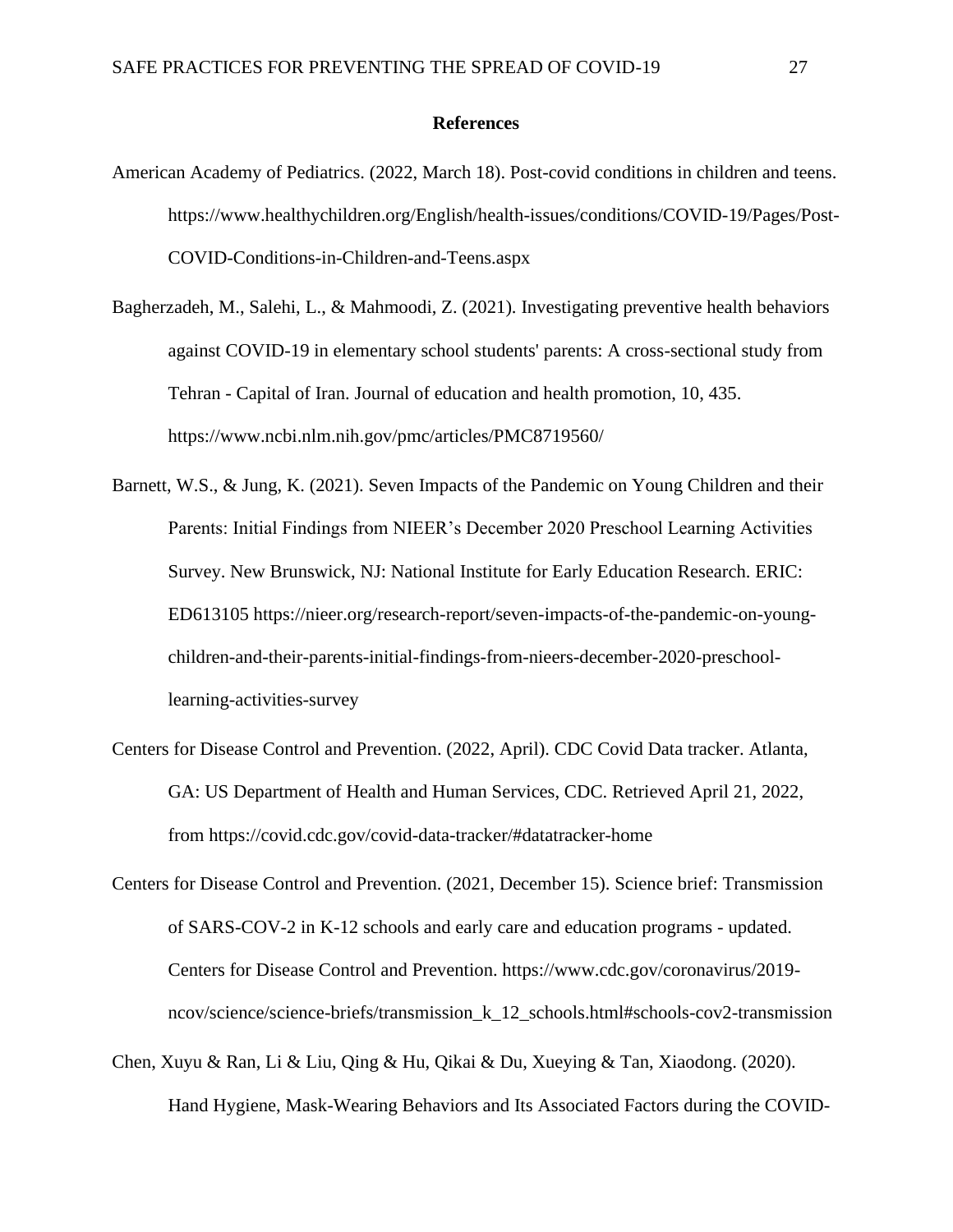# References

American Academy of Pediatrics. (2022, March 18). Post-covid conditions in children and teens. https://www.healthychildren.org/English/health-issues/conditions/COVID-19/Pages/Post-COVID-Conditions-in-Children-and-Teens.aspx

Bagherzadeh, M., Salehi, L., & Mahmoodi, Z. (2021). Investigating preventive health behaviors against COVID-19 in elementary school students' parents: A cross-sectional study from Tehran - Capital of Iran. Journal of education and health promotion, 10, 435. https://www.ncbi.nlm.nih.gov/pmc/articles/PMC8719560/

Barnett, W.S., & Jung, K. (2021). Seven Impacts of the Pandemic on Young Children and their Parents: Initial Findings from NIEER's December 2020 Preschool Learning Activities Survey. New Brunswick, NJ: National Institute for Early Education Research. ERIC: ED613105 https://nieer.org/research-report/seven-impacts-of-the-pandemic-on-young-children-and-their-parents-initial-findings-from-nieers-december-2020-preschool-learning-activities-survey

Centers for Disease Control and Prevention. (2022, April). CDC Covid Data tracker. Atlanta, GA: US Department of Health and Human Services, CDC. Retrieved April 21, 2022, from https://covid.cdc.gov/covid-data-tracker/#datatracker-home

Centers for Disease Control and Prevention. (2021, December 15). Science brief: Transmission of SARS-COV-2 in K-12 schools and early care and education programs - updated. Centers for Disease Control and Prevention. https://www.cdc.gov/coronavirus/2019-ncov/science/science-briefs/transmission_k_12_schools.html#schools-cov2-transmission

Chen, Xuyu & Ran, Li & Liu, Qing & Hu, Qikai & Du, Xueying & Tan, Xiaodong. (2020). Hand Hygiene, Mask-Wearing Behaviors and Its Associated Factors during the COVID-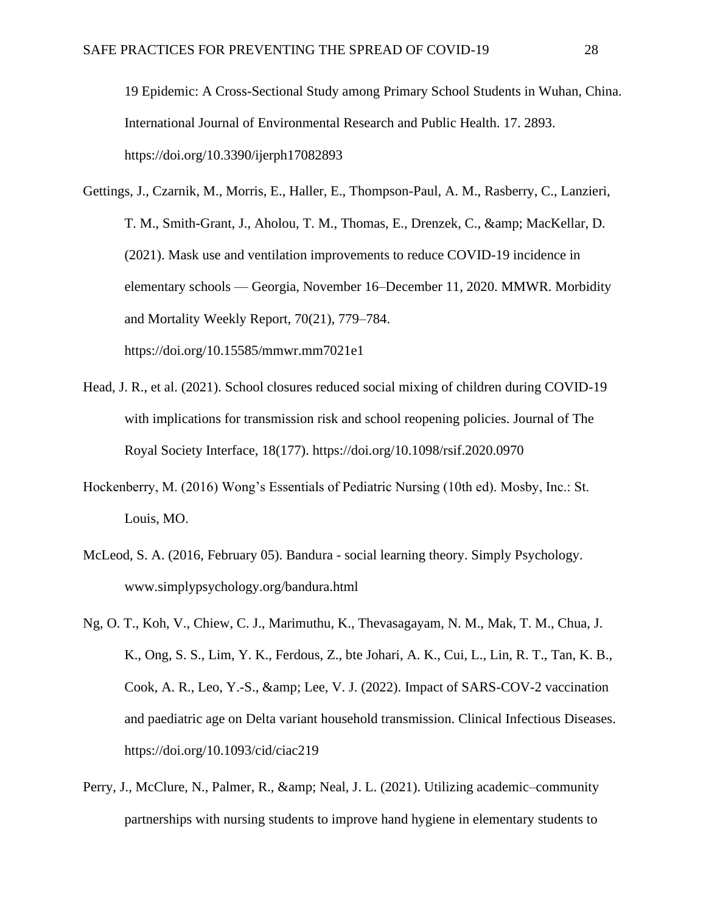19 Epidemic: A Cross-Sectional Study among Primary School Students in Wuhan, China. International Journal of Environmental Research and Public Health. 17. 2893. https://doi.org/10.3390/ijerph17082893

Gettings, J., Czarnik, M., Morris, E., Haller, E., Thompson-Paul, A. M., Rasberry, C., Lanzieri, T. M., Smith-Grant, J., Aholou, T. M., Thomas, E., Drenzek, C., &amp; MacKellar, D. (2021). Mask use and ventilation improvements to reduce COVID-19 incidence in elementary schools — Georgia, November 16–December 11, 2020. MMWR. Morbidity and Mortality Weekly Report, 70(21), 779–784. https://doi.org/10.15585/mmwr.mm7021e1

Head, J. R., et al. (2021). School closures reduced social mixing of children during COVID-19 with implications for transmission risk and school reopening policies. Journal of The Royal Society Interface, 18(177). https://doi.org/10.1098/rsif.2020.0970

Hockenberry, M. (2016) Wong's Essentials of Pediatric Nursing (10th ed). Mosby, Inc.: St. Louis, MO.

McLeod, S. A. (2016, February 05). Bandura - social learning theory. Simply Psychology. www.simplypsychology.org/bandura.html

Ng, O. T., Koh, V., Chiew, C. J., Marimuthu, K., Thevasagayam, N. M., Mak, T. M., Chua, J. K., Ong, S. S., Lim, Y. K., Ferdous, Z., bte Johari, A. K., Cui, L., Lin, R. T., Tan, K. B., Cook, A. R., Leo, Y.-S., &amp; Lee, V. J. (2022). Impact of SARS-COV-2 vaccination and paediatric age on Delta variant household transmission. Clinical Infectious Diseases. https://doi.org/10.1093/cid/ciac219

Perry, J., McClure, N., Palmer, R., &amp; Neal, J. L. (2021). Utilizing academic–community partnerships with nursing students to improve hand hygiene in elementary students to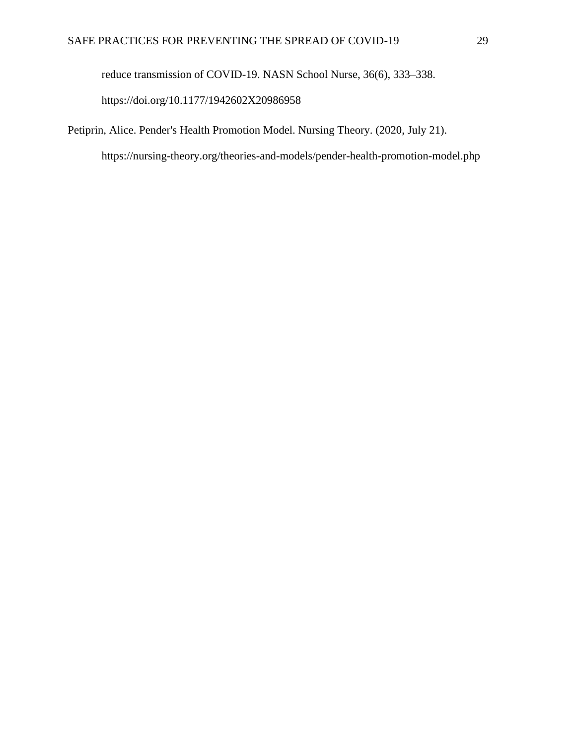reduce transmission of COVID-19. NASN School Nurse, 36(6), 333–338. https://doi.org/10.1177/1942602X20986958

Petiprin, Alice. Pender's Health Promotion Model. Nursing Theory. (2020, July 21). https://nursing-theory.org/theories-and-models/pender-health-promotion-model.php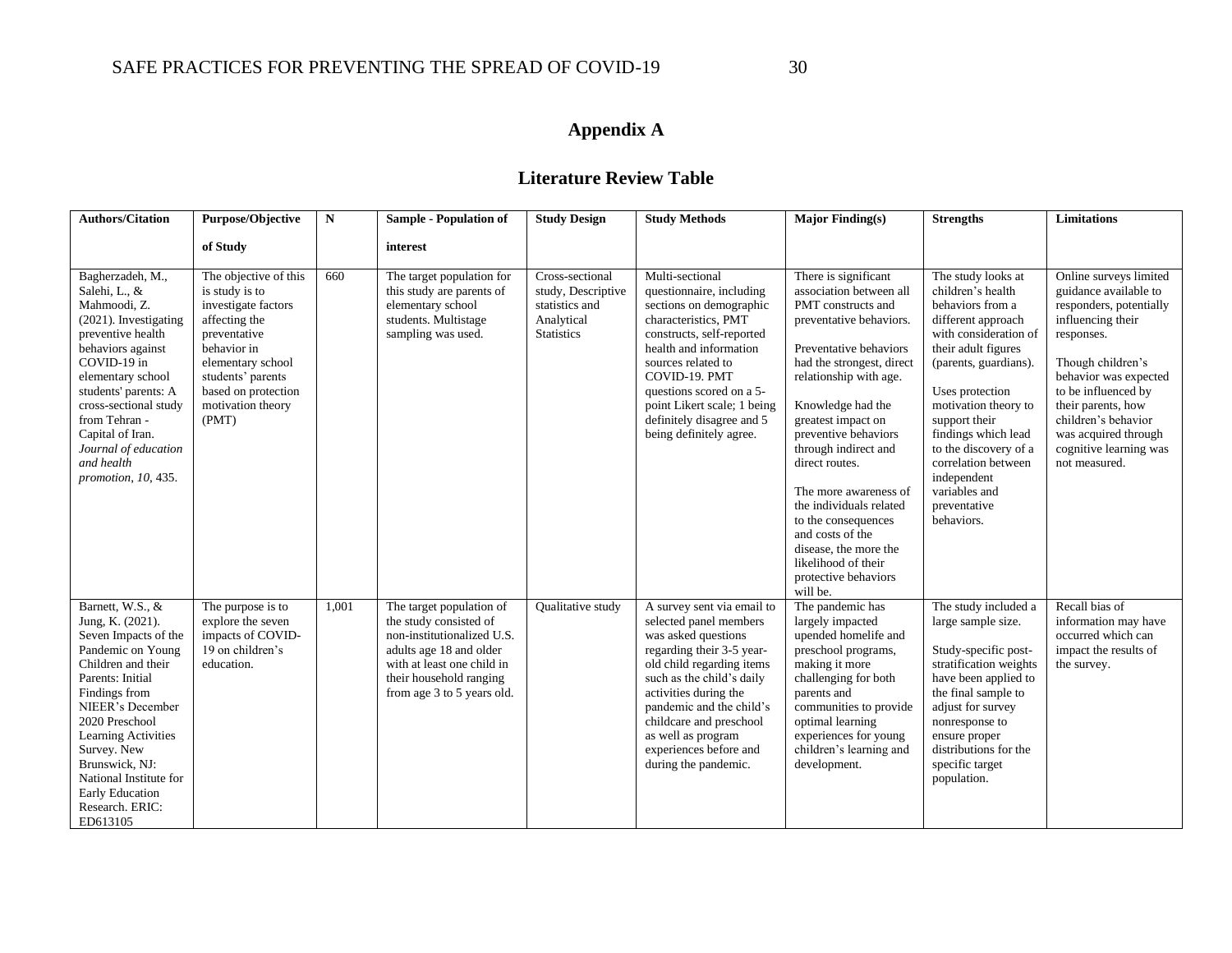# Appendix A

## Literature Review Table

| Authors/Citation | Purpose/Objective of Study | N | Sample - Population of interest | Study Design | Study Methods | Major Finding(s) | Strengths | Limitations |
|---|---|---|---|---|---|---|---|---|
| Bagherzadeh, M., Salehi, L., & Mahmoodi, Z. (2021). Investigating preventive health behaviors against COVID-19 in elementary school students' parents: A cross-sectional study from Tehran - Capital of Iran. *Journal of education and health promotion*, *10*, 435. | The objective of this is study is to investigate factors affecting the preventative behavior in elementary school students' parents based on protection motivation theory (PMT) | 660 | The target population for this study are parents of elementary school students. Multistage sampling was used. | Cross-sectional study, Descriptive statistics and Analytical Statistics | Multi-sectional questionnaire, including sections on demographic characteristics, PMT constructs, self-reported health and information sources related to COVID-19. PMT questions scored on a 5-point Likert scale; 1 being definitely disagree and 5 being definitely agree. | There is significant association between all PMT constructs and preventative behaviors.<br><br>Preventative behaviors had the strongest, direct relationship with age.<br><br>Knowledge had the greatest impact on preventive behaviors through indirect and direct routes.<br><br>The more awareness of the individuals related to the consequences and costs of the disease, the more the likelihood of their protective behaviors will be. | The study looks at children's health behaviors from a different approach with consideration of their adult figures (parents, guardians).<br><br>Uses protection motivation theory to support their findings which lead to the discovery of a correlation between independent variables and preventative behaviors. | Online surveys limited guidance available to responders, potentially influencing their responses.<br><br>Though children's behavior was expected to be influenced by their parents, how children's behavior was acquired through cognitive learning was not measured. |
| Barnett, W.S., & Jung, K. (2021). Seven Impacts of the Pandemic on Young Children and their Parents: Initial Findings from NIEER's December 2020 Preschool Learning Activities Survey. New Brunswick, NJ: National Institute for Early Education Research. ERIC: ED613105 | The purpose is to explore the seven impacts of COVID-19 on children's education. | 1,001 | The target population of the study consisted of non-institutionalized U.S. adults age 18 and older with at least one child in their household ranging from age 3 to 5 years old. | Qualitative study | A survey sent via email to selected panel members was asked questions regarding their 3-5 year-old child regarding items such as the child's daily activities during the pandemic and the child's childcare and preschool as well as program experiences before and during the pandemic. | The pandemic has largely impacted upended homelife and preschool programs, making it more challenging for both parents and communities to provide optimal learning experiences for young children's learning and development. | The study included a large sample size.<br><br>Study-specific post-stratification weights have been applied to the final sample to adjust for survey nonresponse to ensure proper distributions for the specific target population. | Recall bias of information may have occurred which can impact the results of the survey. |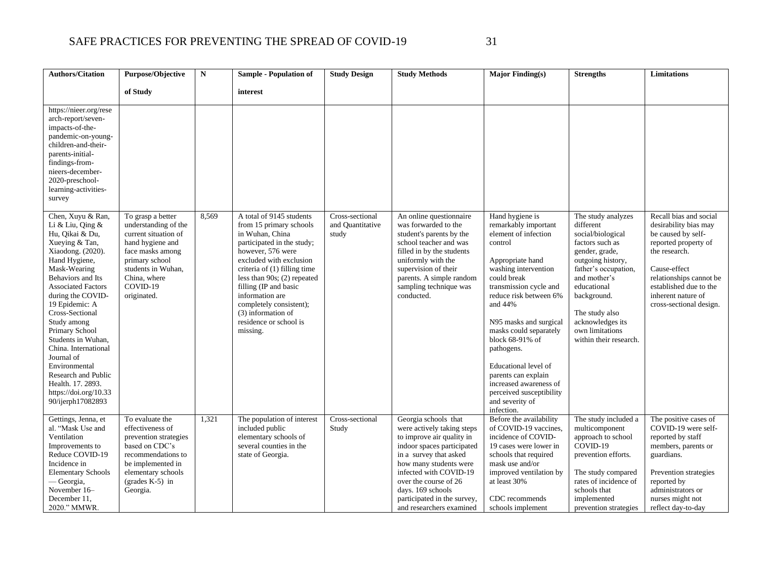| Authors/Citation | Purpose/Objective of Study | N | Sample - Population of interest | Study Design | Study Methods | Major Finding(s) | Strengths | Limitations |
|---|---|---|---|---|---|---|---|---|
| https://nieer.org/research-report/seven-impacts-of-the-pandemic-on-young-children-and-their-parents-initial-findings-from-nieers-december-2020-preschool-learning-activities-survey | | | | | | | | |
| Chen, Xuyu & Ran, Li & Liu, Qing & Hu, Qikai & Du, Xueying & Tan, Xiaodong. (2020). Hand Hygiene, Mask-Wearing Behaviors and Its Associated Factors during the COVID-19 Epidemic: A Cross-Sectional Study among Primary School Students in Wuhan, China. International Journal of Environmental Research and Public Health. 17. 2893. https://doi.org/10.3390/ijerph17082893 | To grasp a better understanding of the current situation of hand hygiene and face masks among primary school students in Wuhan, China, where COVID-19 originated. | 8,569 | A total of 9145 students from 15 primary schools in Wuhan, China participated in the study; however, 576 were excluded with exclusion criteria of (1) filling time less than 90s; (2) repeated filling (IP and basic information are completely consistent); (3) information of residence or school is missing. | Cross-sectional and Quantitative study | An online questionnaire was forwarded to the student's parents by the school teacher and was filled in by the students uniformly with the supervision of their parents. A simple random sampling technique was conducted. | Hand hygiene is remarkably important element of infection control<br><br>Appropriate hand washing intervention could break transmission cycle and reduce risk between 6% and 44%<br><br>N95 masks and surgical masks could separately block 68-91% of pathogens.<br><br>Educational level of parents can explain increased awareness of perceived susceptibility and severity of infection. | The study analyzes different social/biological factors such as gender, grade, outgoing history, father's occupation, and mother's educational background.<br><br>The study also acknowledges its own limitations within their research. | Recall bias and social desirability bias may be caused by self-reported property of the research.<br><br>Cause-effect relationships cannot be established due to the inherent nature of cross-sectional design. |
| Gettings, Jenna, et al. "Mask Use and Ventilation Improvements to Reduce COVID-19 Incidence in Elementary Schools — Georgia, November 16–December 11, 2020." MMWR. | To evaluate the effectiveness of prevention strategies based on CDC's recommendations to be implemented in elementary schools (grades K-5) in Georgia. | 1,321 | The population of interest included public elementary schools of several counties in the state of Georgia. | Cross-sectional Study | Georgia schools that were actively taking steps to improve air quality in indoor spaces participated in a survey that asked how many students were infected with COVID-19 over the course of 26 days. 169 schools participated in the survey, and researchers examined | Before the availability of COVID-19 vaccines, incidence of COVID-19 cases were lower in schools that required mask use and/or improved ventilation by at least 30%<br><br>CDC recommends schools implement | The study included a multicomponent approach to school COVID-19 prevention efforts.<br><br>The study compared rates of incidence of schools that implemented prevention strategies | The positive cases of COVID-19 were self-reported by staff members, parents or guardians.<br><br>Prevention strategies reported by administrators or nurses might not reflect day-to-day |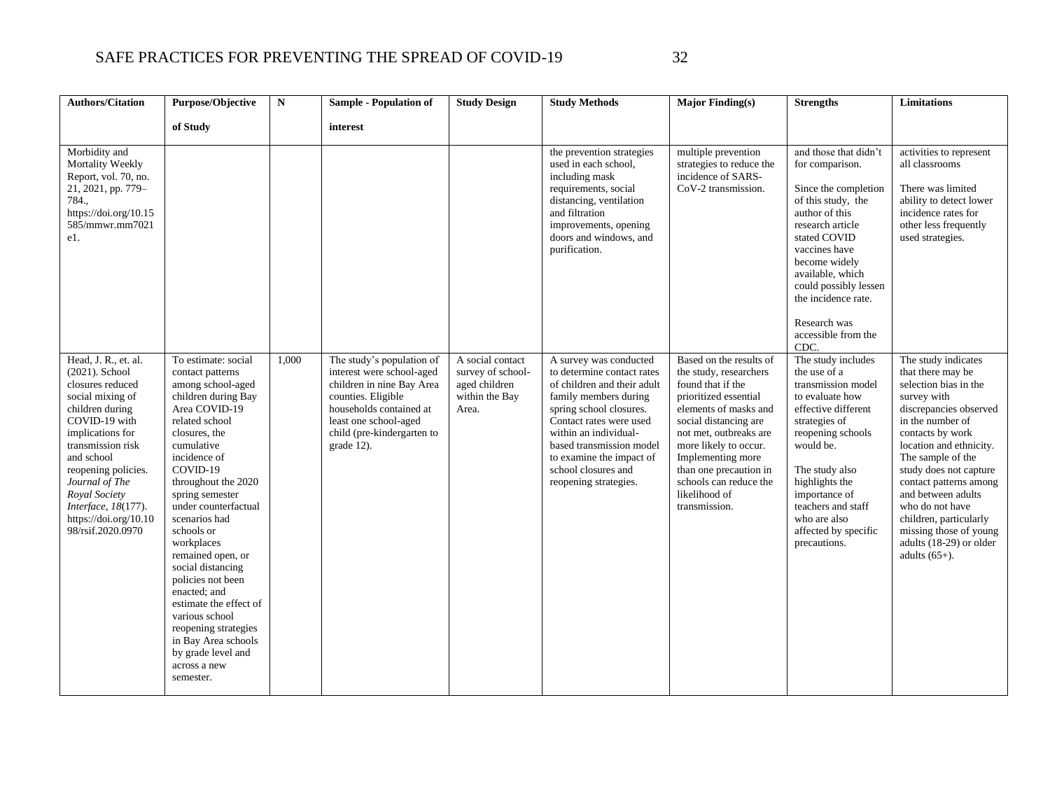| Authors/Citation | Purpose/Objective of Study | N | Sample - Population of interest | Study Design | Study Methods | Major Finding(s) | Strengths | Limitations |
|---|---|---|---|---|---|---|---|---|
| Morbidity and Mortality Weekly Report, vol. 70, no. 21, 2021, pp. 779–784., https://doi.org/10.15585/mmwr.mm7021e1. | | | | | the prevention strategies used in each school, including mask requirements, social distancing, ventilation and filtration improvements, opening doors and windows, and purification. | multiple prevention strategies to reduce the incidence of SARS-CoV-2 transmission. | and those that didn't for comparison.<br><br>Since the completion of this study, the author of this research article stated COVID vaccines have become widely available, which could possibly lessen the incidence rate.<br><br>Research was accessible from the CDC. | activities to represent all classrooms<br><br>There was limited ability to detect lower incidence rates for other less frequently used strategies. |
| Head, J. R., et. al. (2021). School closures reduced social mixing of children during COVID-19 with implications for transmission risk and school reopening policies. *Journal of The Royal Society Interface*, *18*(177). https://doi.org/10.1098/rsif.2020.0970 | To estimate: social contact patterns among school-aged children during Bay Area COVID-19 related school closures, the cumulative incidence of COVID-19 throughout the 2020 spring semester under counterfactual scenarios had schools or workplaces remained open, or social distancing policies not been enacted; and estimate the effect of various school reopening strategies in Bay Area schools by grade level and across a new semester. | 1,000 | The study's population of interest were school-aged children in nine Bay Area counties. Eligible households contained at least one school-aged child (pre-kindergarten to grade 12). | A social contact survey of school-aged children within the Bay Area. | A survey was conducted to determine contact rates of children and their adult family members during spring school closures. Contact rates were used within an individual-based transmission model to examine the impact of school closures and reopening strategies. | Based on the results of the study, researchers found that if the prioritized essential elements of masks and social distancing are not met, outbreaks are more likely to occur. Implementing more than one precaution in schools can reduce the likelihood of transmission. | The study includes the use of a transmission model to evaluate how effective different strategies of reopening schools would be.<br><br>The study also highlights the importance of teachers and staff who are also affected by specific precautions. | The study indicates that there may be selection bias in the survey with discrepancies observed in the number of contacts by work location and ethnicity. The sample of the study does not capture contact patterns among and between adults who do not have children, particularly missing those of young adults (18-29) or older adults (65+). |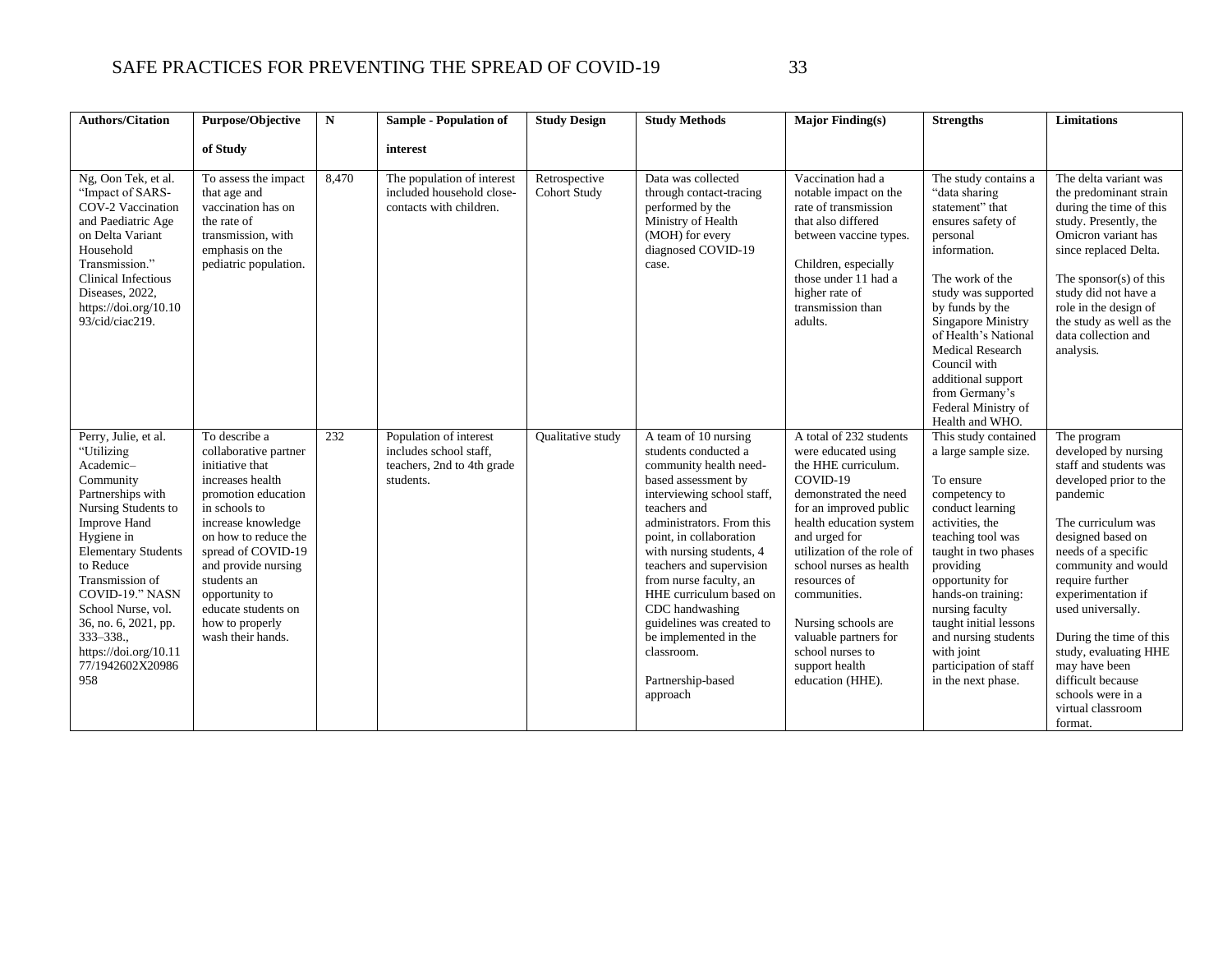| Authors/Citation | Purpose/Objective of Study | N | Sample - Population of interest | Study Design | Study Methods | Major Finding(s) | Strengths | Limitations |
|---|---|---|---|---|---|---|---|---|
| Ng, Oon Tek, et al. "Impact of SARS-COV-2 Vaccination and Paediatric Age on Delta Variant Household Transmission." Clinical Infectious Diseases, 2022, https://doi.org/10.1093/cid/ciac219. | To assess the impact that age and vaccination has on the rate of transmission, with emphasis on the pediatric population. | 8,470 | The population of interest included household close-contacts with children. | Retrospective Cohort Study | Data was collected through contact-tracing performed by the Ministry of Health (MOH) for every diagnosed COVID-19 case. | Vaccination had a notable impact on the rate of transmission that also differed between vaccine types.<br><br>Children, especially those under 11 had a higher rate of transmission than adults. | The study contains a "data sharing statement" that ensures safety of personal information.<br><br>The work of the study was supported by funds by the Singapore Ministry of Health's National Medical Research Council with additional support from Germany's Federal Ministry of Health and WHO. | The delta variant was the predominant strain during the time of this study. Presently, the Omicron variant has since replaced Delta.<br><br>The sponsor(s) of this study did not have a role in the design of the study as well as the data collection and analysis. |
| Perry, Julie, et al. "Utilizing Academic–Community Partnerships with Nursing Students to Improve Hand Hygiene in Elementary Students to Reduce Transmission of COVID-19." NASN School Nurse, vol. 36, no. 6, 2021, pp. 333–338., https://doi.org/10.1177/1942602X20986958 | To describe a collaborative partner initiative that increases health promotion education in schools to increase knowledge on how to reduce the spread of COVID-19 and provide nursing students an opportunity to educate students on how to properly wash their hands. | 232 | Population of interest includes school staff, teachers, 2nd to 4th grade students. | Qualitative study | A team of 10 nursing students conducted a community health need-based assessment by interviewing school staff, teachers and administrators. From this point, in collaboration with nursing students, 4 teachers and supervision from nurse faculty, an HHE curriculum based on CDC handwashing guidelines was created to be implemented in the classroom.<br><br>Partnership-based approach | A total of 232 students were educated using the HHE curriculum. COVID-19 demonstrated the need for an improved public health education system and urged for utilization of the role of school nurses as health resources of communities.<br><br>Nursing schools are valuable partners for school nurses to support health education (HHE). | This study contained a large sample size.<br><br>To ensure competency to conduct learning activities, the teaching tool was taught in two phases providing opportunity for hands-on training: nursing faculty taught initial lessons and nursing students with joint participation of staff in the next phase. | The program developed by nursing staff and students was developed prior to the pandemic<br><br>The curriculum was designed based on needs of a specific community and would require further experimentation if used universally.<br><br>During the time of this study, evaluating HHE may have been difficult because schools were in a virtual classroom format. |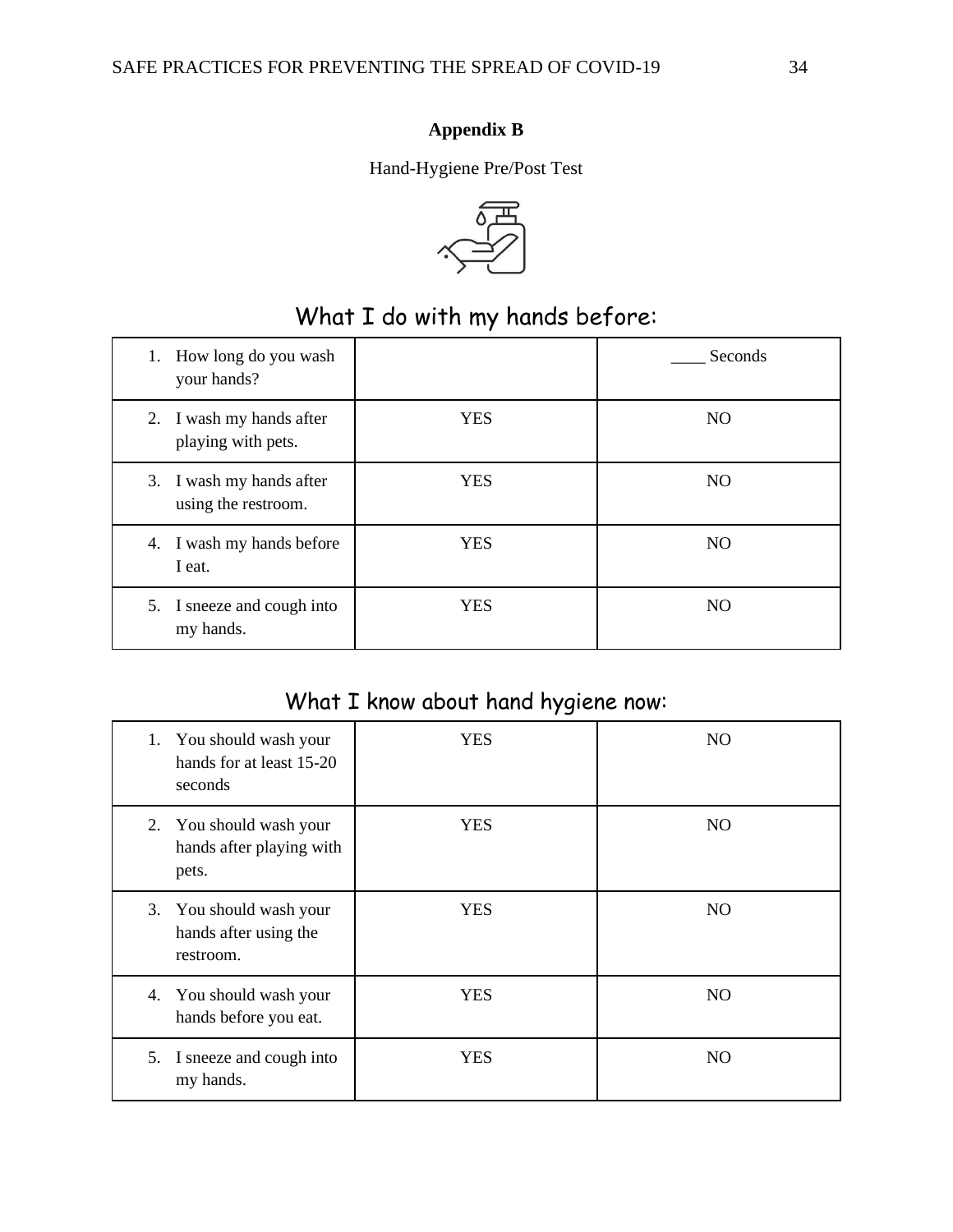# Appendix B

Hand-Hygiene Pre/Post Test

## What I do with my hands before:

| | | |
|---|---|---|
| 1. How long do you wash your hands? | | ____ Seconds |
| 2. I wash my hands after playing with pets. | YES | NO |
| 3. I wash my hands after using the restroom. | YES | NO |
| 4. I wash my hands before I eat. | YES | NO |
| 5. I sneeze and cough into my hands. | YES | NO |

## What I know about hand hygiene now:

| | | |
|---|---|---|
| 1. You should wash your hands for at least 15-20 seconds | YES | NO |
| 2. You should wash your hands after playing with pets. | YES | NO |
| 3. You should wash your hands after using the restroom. | YES | NO |
| 4. You should wash your hands before you eat. | YES | NO |
| 5. I sneeze and cough into my hands. | YES | NO |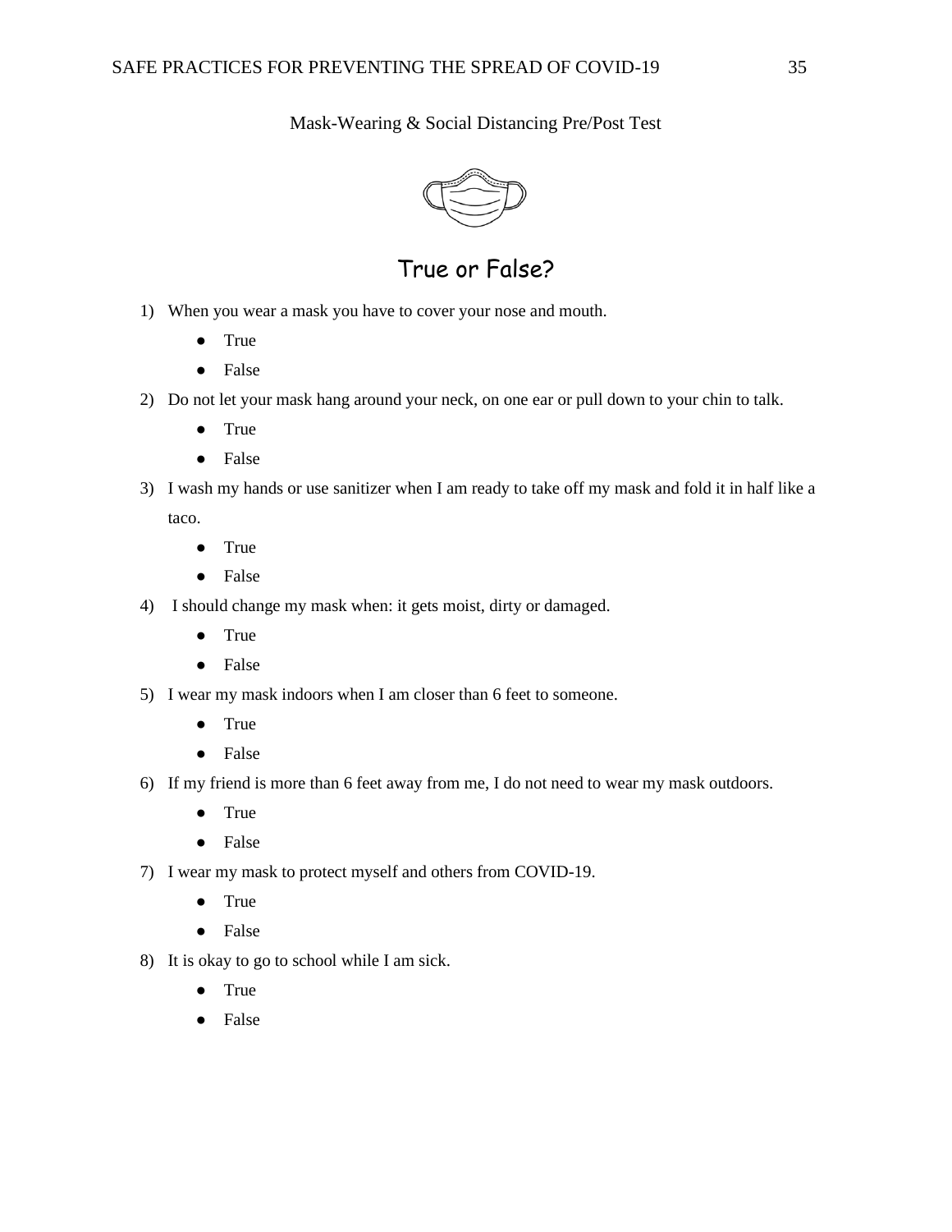Mask-Wearing & Social Distancing Pre/Post Test

## True or False?

1) When you wear a mask you have to cover your nose and mouth.
   - True
   - False
2) Do not let your mask hang around your neck, on one ear or pull down to your chin to talk.
   - True
   - False
3) I wash my hands or use sanitizer when I am ready to take off my mask and fold it in half like a taco.
   - True
   - False
4) I should change my mask when: it gets moist, dirty or damaged.
   - True
   - False
5) I wear my mask indoors when I am closer than 6 feet to someone.
   - True
   - False
6) If my friend is more than 6 feet away from me, I do not need to wear my mask outdoors.
   - True
   - False
7) I wear my mask to protect myself and others from COVID-19.
   - True
   - False
8) It is okay to go to school while I am sick.
   - True
   - False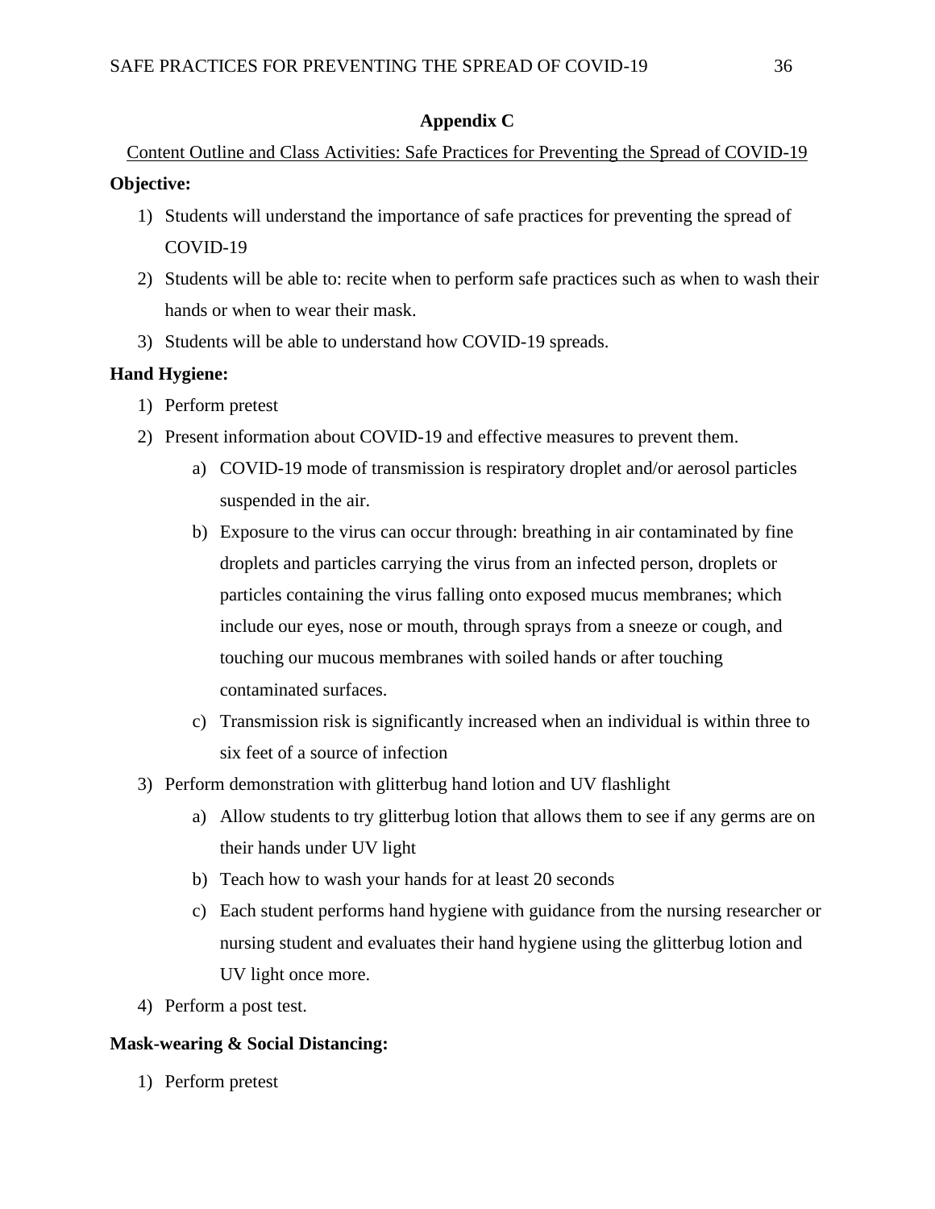## Appendix C

Content Outline and Class Activities: Safe Practices for Preventing the Spread of COVID-19

**Objective:**

1) Students will understand the importance of safe practices for preventing the spread of COVID-19
2) Students will be able to: recite when to perform safe practices such as when to wash their hands or when to wear their mask.
3) Students will be able to understand how COVID-19 spreads.

**Hand Hygiene:**

1) Perform pretest
2) Present information about COVID-19 and effective measures to prevent them.
   a) COVID-19 mode of transmission is respiratory droplet and/or aerosol particles suspended in the air.
   b) Exposure to the virus can occur through: breathing in air contaminated by fine droplets and particles carrying the virus from an infected person, droplets or particles containing the virus falling onto exposed mucus membranes; which include our eyes, nose or mouth, through sprays from a sneeze or cough, and touching our mucous membranes with soiled hands or after touching contaminated surfaces.
   c) Transmission risk is significantly increased when an individual is within three to six feet of a source of infection
3) Perform demonstration with glitterbug hand lotion and UV flashlight
   a) Allow students to try glitterbug lotion that allows them to see if any germs are on their hands under UV light
   b) Teach how to wash your hands for at least 20 seconds
   c) Each student performs hand hygiene with guidance from the nursing researcher or nursing student and evaluates their hand hygiene using the glitterbug lotion and UV light once more.
4) Perform a post test.

**Mask-wearing & Social Distancing:**

1) Perform pretest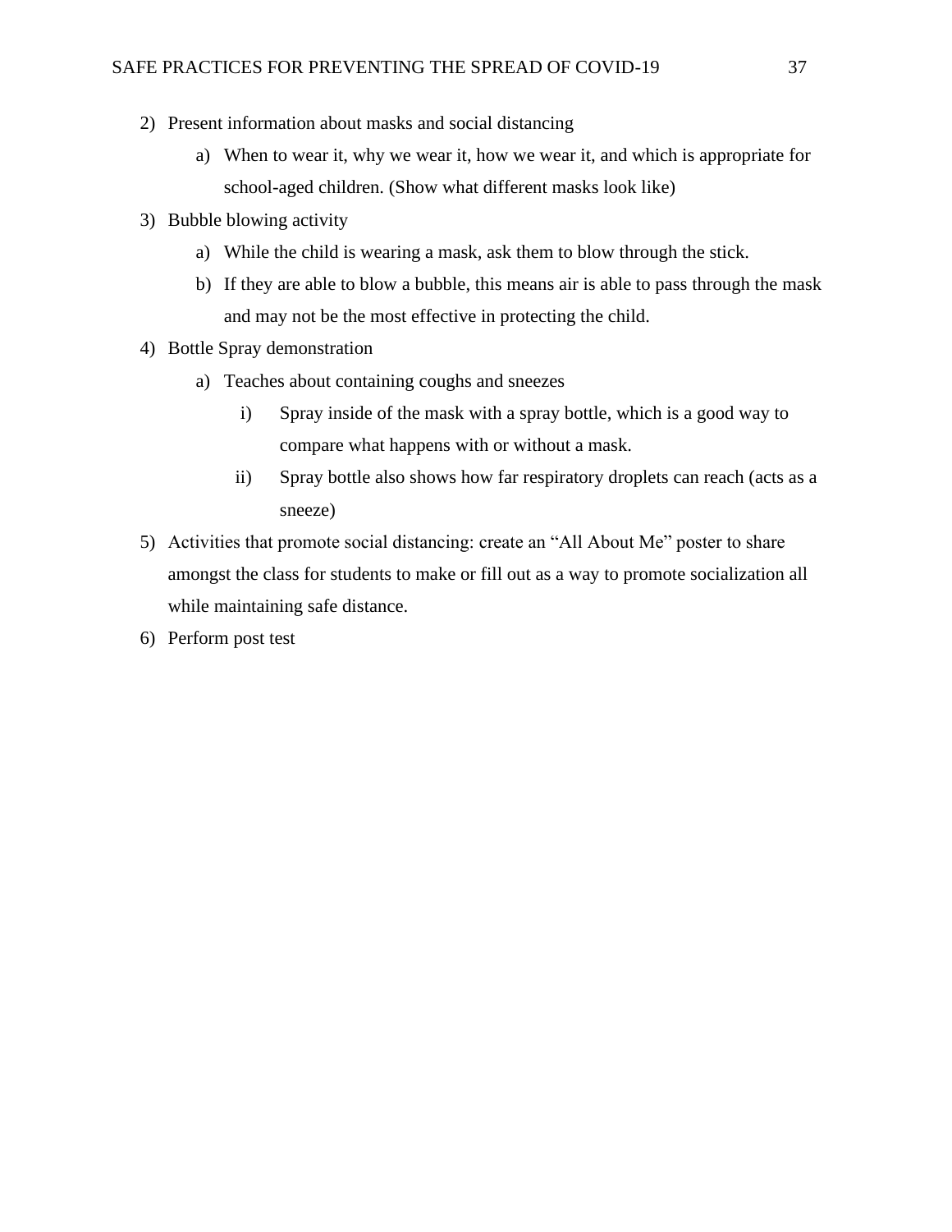2) Present information about masks and social distancing
    a) When to wear it, why we wear it, how we wear it, and which is appropriate for school-aged children. (Show what different masks look like)
3) Bubble blowing activity
    a) While the child is wearing a mask, ask them to blow through the stick.
    b) If they are able to blow a bubble, this means air is able to pass through the mask and may not be the most effective in protecting the child.
4) Bottle Spray demonstration
    a) Teaches about containing coughs and sneezes
        i) Spray inside of the mask with a spray bottle, which is a good way to compare what happens with or without a mask.
        ii) Spray bottle also shows how far respiratory droplets can reach (acts as a sneeze)
5) Activities that promote social distancing: create an “All About Me” poster to share amongst the class for students to make or fill out as a way to promote socialization all while maintaining safe distance.
6) Perform post test